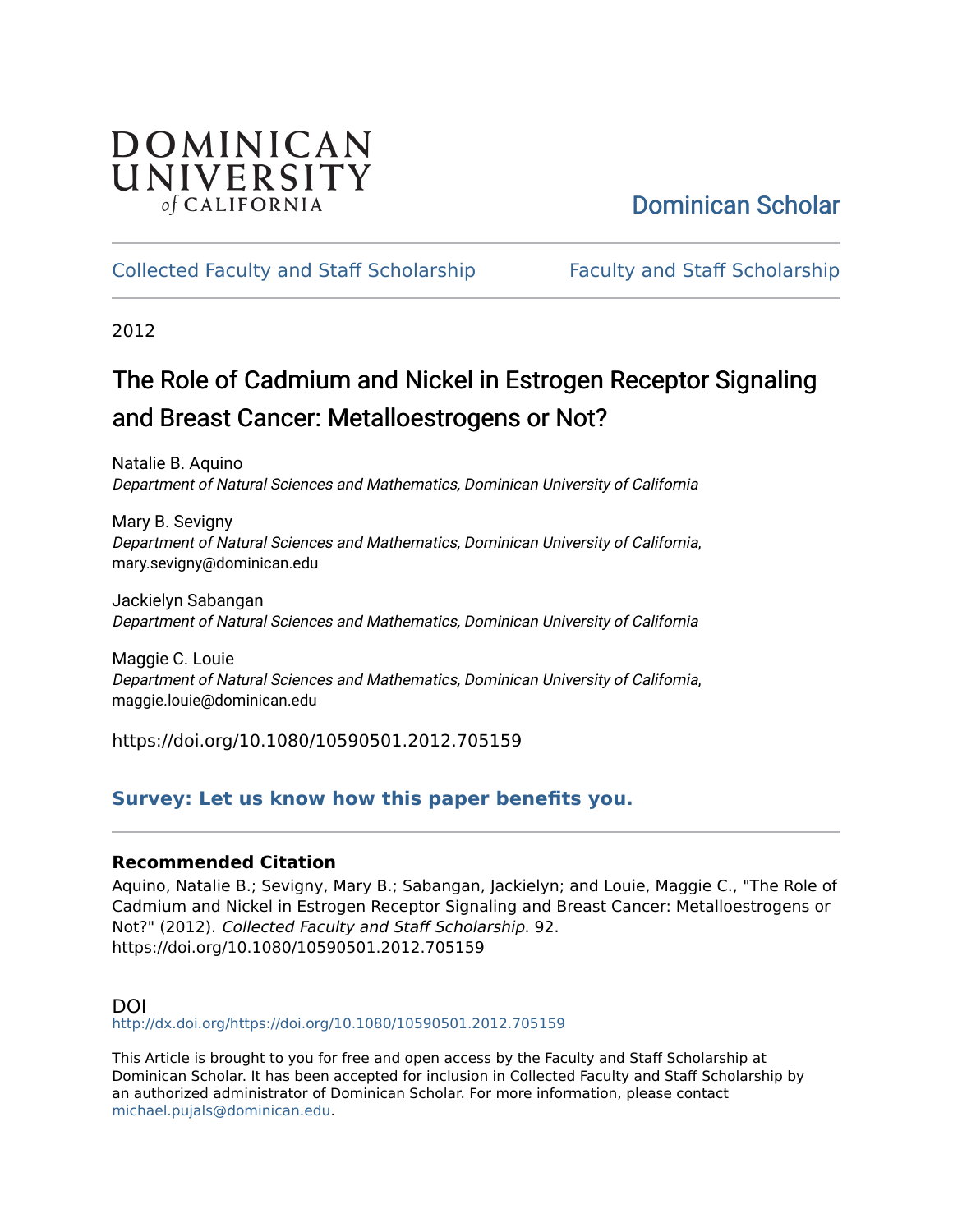DOMINICAN UNIVERSITY *of* CALIFORNIA

Dominican Scholar

Collected Faculty and Staff Scholarship | Faculty and Staff Scholarship

2012

# The Role of Cadmium and Nickel in Estrogen Receptor Signaling and Breast Cancer: Metalloestrogens or Not?

Natalie B. Aquino
*Department of Natural Sciences and Mathematics, Dominican University of California*

Mary B. Sevigny
*Department of Natural Sciences and Mathematics, Dominican University of California*, mary.sevigny@dominican.edu

Jackielyn Sabangan
*Department of Natural Sciences and Mathematics, Dominican University of California*

Maggie C. Louie
*Department of Natural Sciences and Mathematics, Dominican University of California*, maggie.louie@dominican.edu

https://doi.org/10.1080/10590501.2012.705159

**Survey: Let us know how this paper benefits you.**

### Recommended Citation

Aquino, Natalie B.; Sevigny, Mary B.; Sabangan, Jackielyn; and Louie, Maggie C., "The Role of Cadmium and Nickel in Estrogen Receptor Signaling and Breast Cancer: Metalloestrogens or Not?" (2012). *Collected Faculty and Staff Scholarship*. 92.
https://doi.org/10.1080/10590501.2012.705159

### DOI

http://dx.doi.org/https://doi.org/10.1080/10590501.2012.705159

This Article is brought to you for free and open access by the Faculty and Staff Scholarship at Dominican Scholar. It has been accepted for inclusion in Collected Faculty and Staff Scholarship by an authorized administrator of Dominican Scholar. For more information, please contact michael.pujals@dominican.edu.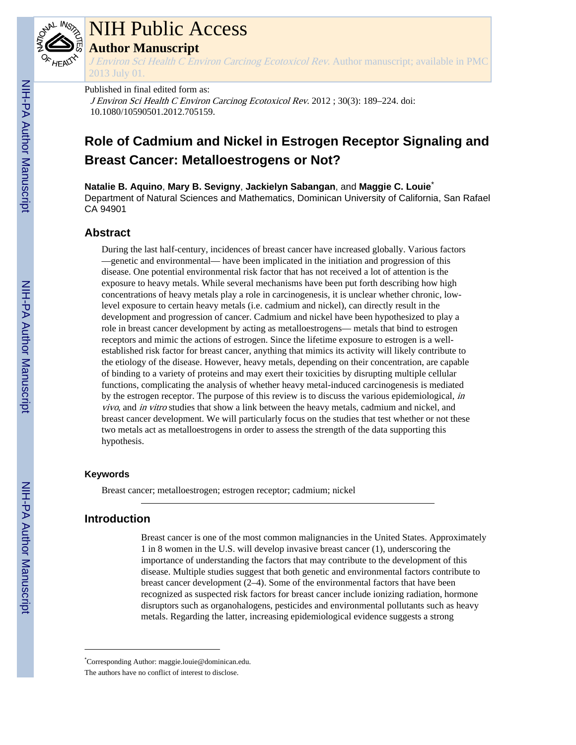# Role of Cadmium and Nickel in Estrogen Receptor Signaling and Breast Cancer: Metalloestrogens or Not?

**Natalie B. Aquino**, **Mary B. Sevigny**, **Jackielyn Sabangan**, and **Maggie C. Louie***

Department of Natural Sciences and Mathematics, Dominican University of California, San Rafael CA 94901

## Abstract

During the last half-century, incidences of breast cancer have increased globally. Various factors —genetic and environmental— have been implicated in the initiation and progression of this disease. One potential environmental risk factor that has not received a lot of attention is the exposure to heavy metals. While several mechanisms have been put forth describing how high concentrations of heavy metals play a role in carcinogenesis, it is unclear whether chronic, low-level exposure to certain heavy metals (i.e. cadmium and nickel), can directly result in the development and progression of cancer. Cadmium and nickel have been hypothesized to play a role in breast cancer development by acting as metalloestrogens— metals that bind to estrogen receptors and mimic the actions of estrogen. Since the lifetime exposure to estrogen is a well-established risk factor for breast cancer, anything that mimics its activity will likely contribute to the etiology of the disease. However, heavy metals, depending on their concentration, are capable of binding to a variety of proteins and may exert their toxicities by disrupting multiple cellular functions, complicating the analysis of whether heavy metal-induced carcinogenesis is mediated by the estrogen receptor. The purpose of this review is to discuss the various epidemiological, *in vivo*, and *in vitro* studies that show a link between the heavy metals, cadmium and nickel, and breast cancer development. We will particularly focus on the studies that test whether or not these two metals act as metalloestrogens in order to assess the strength of the data supporting this hypothesis.

### Keywords

Breast cancer; metalloestrogen; estrogen receptor; cadmium; nickel

## Introduction

Breast cancer is one of the most common malignancies in the United States. Approximately 1 in 8 women in the U.S. will develop invasive breast cancer (1), underscoring the importance of understanding the factors that may contribute to the development of this disease. Multiple studies suggest that both genetic and environmental factors contribute to breast cancer development (2–4). Some of the environmental factors that have been recognized as suspected risk factors for breast cancer include ionizing radiation, hormone disruptors such as organohalogens, pesticides and environmental pollutants such as heavy metals. Regarding the latter, increasing epidemiological evidence suggests a strong

*Corresponding Author: maggie.louie@dominican.edu.

The authors have no conflict of interest to disclose.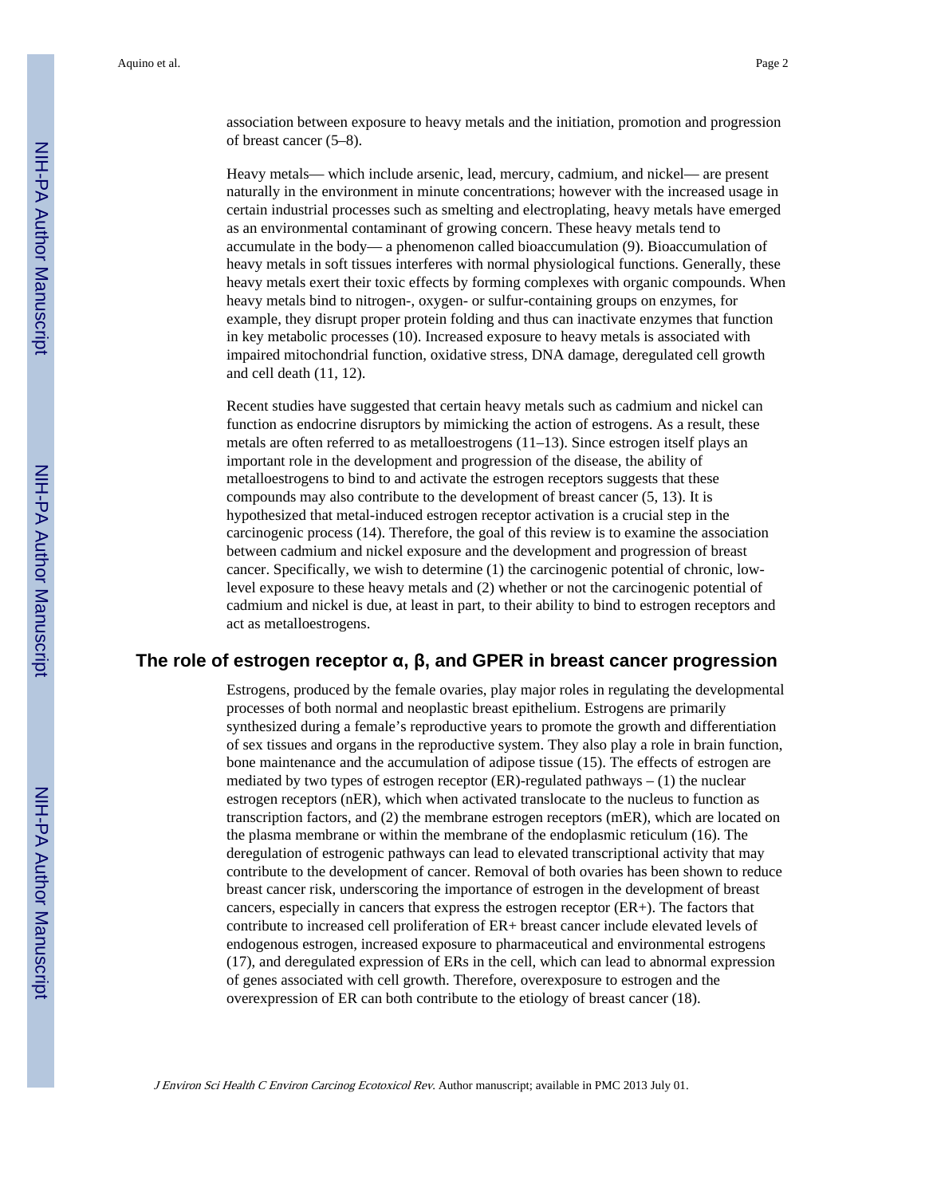association between exposure to heavy metals and the initiation, promotion and progression of breast cancer (5–8).

Heavy metals— which include arsenic, lead, mercury, cadmium, and nickel— are present naturally in the environment in minute concentrations; however with the increased usage in certain industrial processes such as smelting and electroplating, heavy metals have emerged as an environmental contaminant of growing concern. These heavy metals tend to accumulate in the body— a phenomenon called bioaccumulation (9). Bioaccumulation of heavy metals in soft tissues interferes with normal physiological functions. Generally, these heavy metals exert their toxic effects by forming complexes with organic compounds. When heavy metals bind to nitrogen-, oxygen- or sulfur-containing groups on enzymes, for example, they disrupt proper protein folding and thus can inactivate enzymes that function in key metabolic processes (10). Increased exposure to heavy metals is associated with impaired mitochondrial function, oxidative stress, DNA damage, deregulated cell growth and cell death (11, 12).

Recent studies have suggested that certain heavy metals such as cadmium and nickel can function as endocrine disruptors by mimicking the action of estrogens. As a result, these metals are often referred to as metalloestrogens (11–13). Since estrogen itself plays an important role in the development and progression of the disease, the ability of metalloestrogens to bind to and activate the estrogen receptors suggests that these compounds may also contribute to the development of breast cancer (5, 13). It is hypothesized that metal-induced estrogen receptor activation is a crucial step in the carcinogenic process (14). Therefore, the goal of this review is to examine the association between cadmium and nickel exposure and the development and progression of breast cancer. Specifically, we wish to determine (1) the carcinogenic potential of chronic, low-level exposure to these heavy metals and (2) whether or not the carcinogenic potential of cadmium and nickel is due, at least in part, to their ability to bind to estrogen receptors and act as metalloestrogens.

## The role of estrogen receptor α, β, and GPER in breast cancer progression

Estrogens, produced by the female ovaries, play major roles in regulating the developmental processes of both normal and neoplastic breast epithelium. Estrogens are primarily synthesized during a female's reproductive years to promote the growth and differentiation of sex tissues and organs in the reproductive system. They also play a role in brain function, bone maintenance and the accumulation of adipose tissue (15). The effects of estrogen are mediated by two types of estrogen receptor (ER)-regulated pathways – (1) the nuclear estrogen receptors (nER), which when activated translocate to the nucleus to function as transcription factors, and (2) the membrane estrogen receptors (mER), which are located on the plasma membrane or within the membrane of the endoplasmic reticulum (16). The deregulation of estrogenic pathways can lead to elevated transcriptional activity that may contribute to the development of cancer. Removal of both ovaries has been shown to reduce breast cancer risk, underscoring the importance of estrogen in the development of breast cancers, especially in cancers that express the estrogen receptor (ER+). The factors that contribute to increased cell proliferation of ER+ breast cancer include elevated levels of endogenous estrogen, increased exposure to pharmaceutical and environmental estrogens (17), and deregulated expression of ERs in the cell, which can lead to abnormal expression of genes associated with cell growth. Therefore, overexposure to estrogen and the overexpression of ER can both contribute to the etiology of breast cancer (18).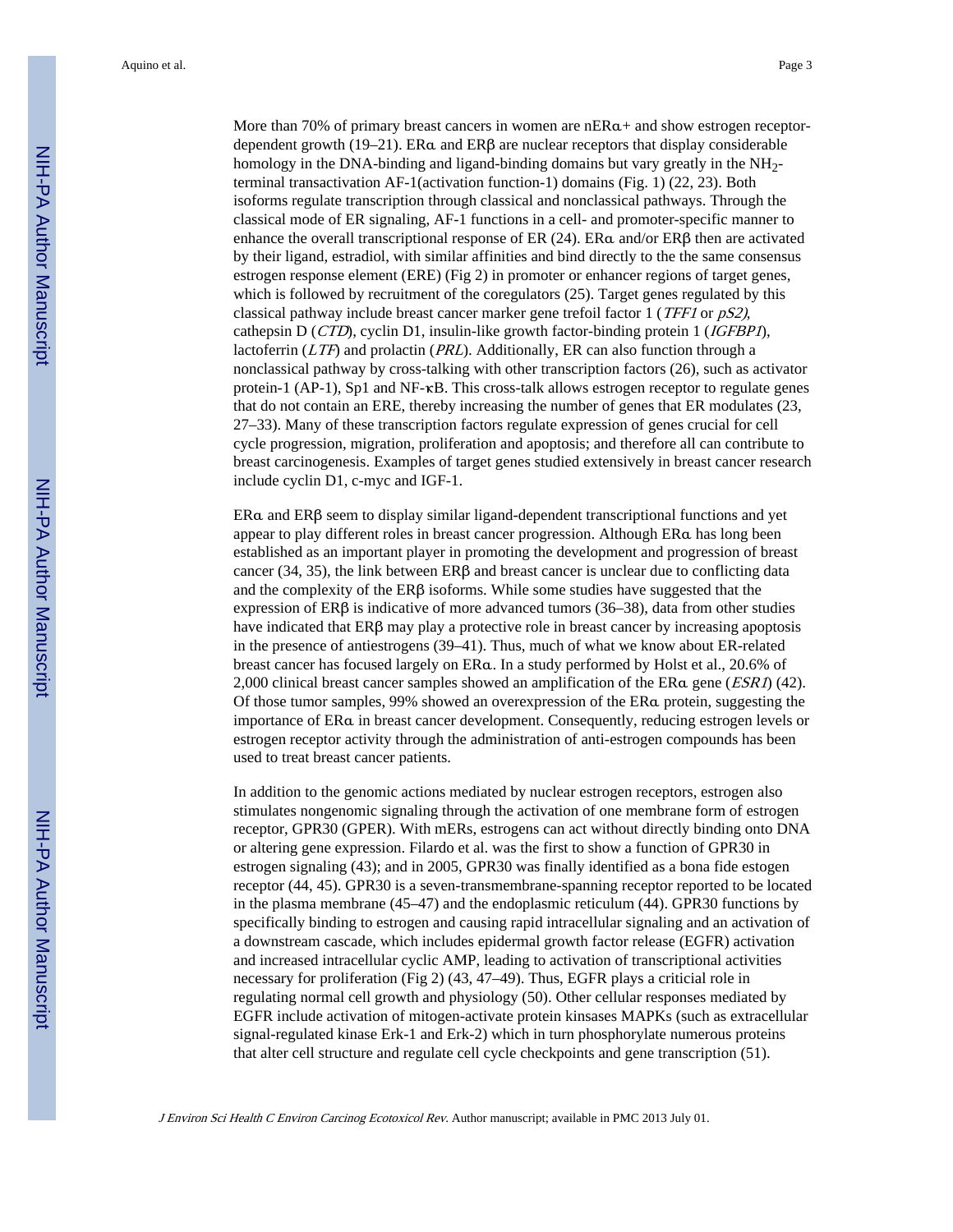More than 70% of primary breast cancers in women are nERα+ and show estrogen receptor-dependent growth (19–21). ERα and ERβ are nuclear receptors that display considerable homology in the DNA-binding and ligand-binding domains but vary greatly in the $NH_2$-terminal transactivation AF-1(activation function-1) domains (Fig. 1) (22, 23). Both isoforms regulate transcription through classical and nonclassical pathways. Through the classical mode of ER signaling, AF-1 functions in a cell- and promoter-specific manner to enhance the overall transcriptional response of ER (24). ERα and/or ERβ then are activated by their ligand, estradiol, with similar affinities and bind directly to the the same consensus estrogen response element (ERE) (Fig 2) in promoter or enhancer regions of target genes, which is followed by recruitment of the coregulators (25). Target genes regulated by this classical pathway include breast cancer marker gene trefoil factor 1 (*TFF1* or *pS2)*, cathepsin D (*CTD*), cyclin D1, insulin-like growth factor-binding protein 1 (*IGFBP1*), lactoferrin (*LTF*) and prolactin (*PRL*). Additionally, ER can also function through a nonclassical pathway by cross-talking with other transcription factors (26), such as activator protein-1 (AP-1), Sp1 and NF-κB. This cross-talk allows estrogen receptor to regulate genes that do not contain an ERE, thereby increasing the number of genes that ER modulates (23, 27–33). Many of these transcription factors regulate expression of genes crucial for cell cycle progression, migration, proliferation and apoptosis; and therefore all can contribute to breast carcinogenesis. Examples of target genes studied extensively in breast cancer research include cyclin D1, c-myc and IGF-1.

ERα and ERβ seem to display similar ligand-dependent transcriptional functions and yet appear to play different roles in breast cancer progression. Although ERα has long been established as an important player in promoting the development and progression of breast cancer (34, 35), the link between ERβ and breast cancer is unclear due to conflicting data and the complexity of the ERβ isoforms. While some studies have suggested that the expression of ERβ is indicative of more advanced tumors (36–38), data from other studies have indicated that ERβ may play a protective role in breast cancer by increasing apoptosis in the presence of antiestrogens (39–41). Thus, much of what we know about ER-related breast cancer has focused largely on ERα. In a study performed by Holst et al., 20.6% of 2,000 clinical breast cancer samples showed an amplification of the ERα gene (*ESR1*) (42). Of those tumor samples, 99% showed an overexpression of the ERα protein, suggesting the importance of ERα in breast cancer development. Consequently, reducing estrogen levels or estrogen receptor activity through the administration of anti-estrogen compounds has been used to treat breast cancer patients.

In addition to the genomic actions mediated by nuclear estrogen receptors, estrogen also stimulates nongenomic signaling through the activation of one membrane form of estrogen receptor, GPR30 (GPER). With mERs, estrogens can act without directly binding onto DNA or altering gene expression. Filardo et al. was the first to show a function of GPR30 in estrogen signaling (43); and in 2005, GPR30 was finally identified as a bona fide estogen receptor (44, 45). GPR30 is a seven-transmembrane-spanning receptor reported to be located in the plasma membrane (45–47) and the endoplasmic reticulum (44). GPR30 functions by specifically binding to estrogen and causing rapid intracellular signaling and an activation of a downstream cascade, which includes epidermal growth factor release (EGFR) activation and increased intracellular cyclic AMP, leading to activation of transcriptional activities necessary for proliferation (Fig 2) (43, 47–49). Thus, EGFR plays a criticial role in regulating normal cell growth and physiology (50). Other cellular responses mediated by EGFR include activation of mitogen-activate protein kinsases MAPKs (such as extracellular signal-regulated kinase Erk-1 and Erk-2) which in turn phosphorylate numerous proteins that alter cell structure and regulate cell cycle checkpoints and gene transcription (51).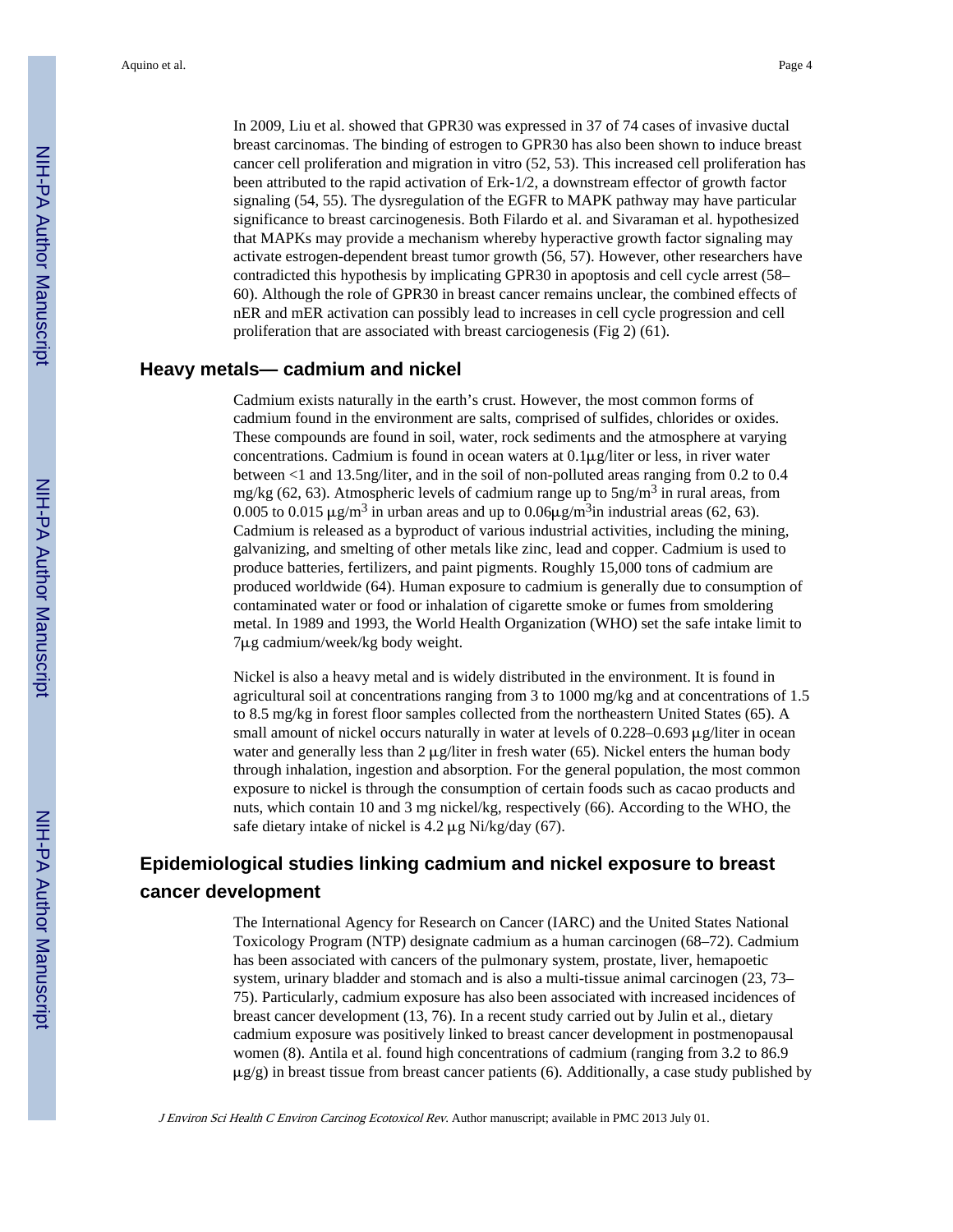In 2009, Liu et al. showed that GPR30 was expressed in 37 of 74 cases of invasive ductal breast carcinomas. The binding of estrogen to GPR30 has also been shown to induce breast cancer cell proliferation and migration in vitro (52, 53). This increased cell proliferation has been attributed to the rapid activation of Erk-1/2, a downstream effector of growth factor signaling (54, 55). The dysregulation of the EGFR to MAPK pathway may have particular significance to breast carcinogenesis. Both Filardo et al. and Sivaraman et al. hypothesized that MAPKs may provide a mechanism whereby hyperactive growth factor signaling may activate estrogen-dependent breast tumor growth (56, 57). However, other researchers have contradicted this hypothesis by implicating GPR30 in apoptosis and cell cycle arrest (58–60). Although the role of GPR30 in breast cancer remains unclear, the combined effects of nER and mER activation can possibly lead to increases in cell cycle progression and cell proliferation that are associated with breast carciogenesis (Fig 2) (61).

## Heavy metals— cadmium and nickel

Cadmium exists naturally in the earth's crust. However, the most common forms of cadmium found in the environment are salts, comprised of sulfides, chlorides or oxides. These compounds are found in soil, water, rock sediments and the atmosphere at varying concentrations. Cadmium is found in ocean waters at 0.1μg/liter or less, in river water between <1 and 13.5ng/liter, and in the soil of non-polluted areas ranging from 0.2 to 0.4 mg/kg (62, 63). Atmospheric levels of cadmium range up to 5ng/$m^3$ in rural areas, from 0.005 to 0.015 μg/$m^3$ in urban areas and up to 0.06μg/$m^3$in industrial areas (62, 63). Cadmium is released as a byproduct of various industrial activities, including the mining, galvanizing, and smelting of other metals like zinc, lead and copper. Cadmium is used to produce batteries, fertilizers, and paint pigments. Roughly 15,000 tons of cadmium are produced worldwide (64). Human exposure to cadmium is generally due to consumption of contaminated water or food or inhalation of cigarette smoke or fumes from smoldering metal. In 1989 and 1993, the World Health Organization (WHO) set the safe intake limit to 7μg cadmium/week/kg body weight.

Nickel is also a heavy metal and is widely distributed in the environment. It is found in agricultural soil at concentrations ranging from 3 to 1000 mg/kg and at concentrations of 1.5 to 8.5 mg/kg in forest floor samples collected from the northeastern United States (65). A small amount of nickel occurs naturally in water at levels of 0.228–0.693 μg/liter in ocean water and generally less than 2 μg/liter in fresh water (65). Nickel enters the human body through inhalation, ingestion and absorption. For the general population, the most common exposure to nickel is through the consumption of certain foods such as cacao products and nuts, which contain 10 and 3 mg nickel/kg, respectively (66). According to the WHO, the safe dietary intake of nickel is 4.2 μg Ni/kg/day (67).

## Epidemiological studies linking cadmium and nickel exposure to breast cancer development

The International Agency for Research on Cancer (IARC) and the United States National Toxicology Program (NTP) designate cadmium as a human carcinogen (68–72). Cadmium has been associated with cancers of the pulmonary system, prostate, liver, hemapoetic system, urinary bladder and stomach and is also a multi-tissue animal carcinogen (23, 73–75). Particularly, cadmium exposure has also been associated with increased incidences of breast cancer development (13, 76). In a recent study carried out by Julin et al., dietary cadmium exposure was positively linked to breast cancer development in postmenopausal women (8). Antila et al. found high concentrations of cadmium (ranging from 3.2 to 86.9 μg/g) in breast tissue from breast cancer patients (6). Additionally, a case study published by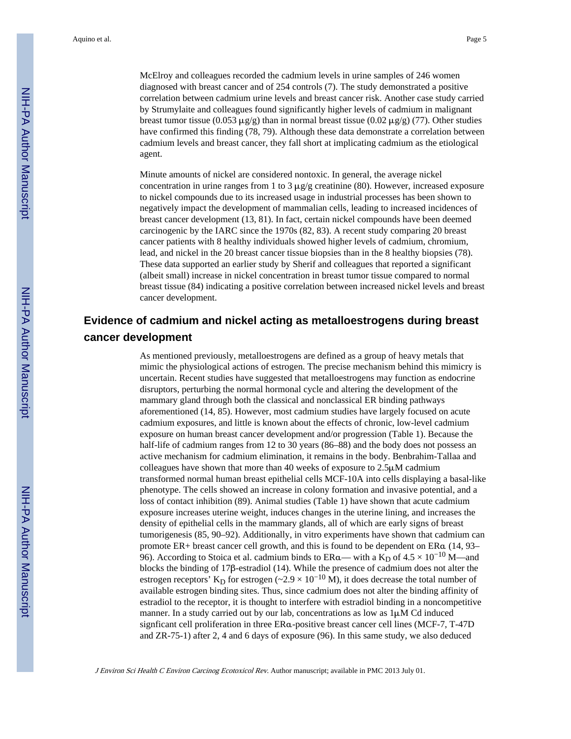McElroy and colleagues recorded the cadmium levels in urine samples of 246 women diagnosed with breast cancer and of 254 controls (7). The study demonstrated a positive correlation between cadmium urine levels and breast cancer risk. Another case study carried by Strumylaite and colleagues found significantly higher levels of cadmium in malignant breast tumor tissue (0.053 μg/g) than in normal breast tissue (0.02 μg/g) (77). Other studies have confirmed this finding (78, 79). Although these data demonstrate a correlation between cadmium levels and breast cancer, they fall short at implicating cadmium as the etiological agent.

Minute amounts of nickel are considered nontoxic. In general, the average nickel concentration in urine ranges from 1 to 3 μg/g creatinine (80). However, increased exposure to nickel compounds due to its increased usage in industrial processes has been shown to negatively impact the development of mammalian cells, leading to increased incidences of breast cancer development (13, 81). In fact, certain nickel compounds have been deemed carcinogenic by the IARC since the 1970s (82, 83). A recent study comparing 20 breast cancer patients with 8 healthy individuals showed higher levels of cadmium, chromium, lead, and nickel in the 20 breast cancer tissue biopsies than in the 8 healthy biopsies (78). These data supported an earlier study by Sherif and colleagues that reported a significant (albeit small) increase in nickel concentration in breast tumor tissue compared to normal breast tissue (84) indicating a positive correlation between increased nickel levels and breast cancer development.

## Evidence of cadmium and nickel acting as metalloestrogens during breast cancer development

As mentioned previously, metalloestrogens are defined as a group of heavy metals that mimic the physiological actions of estrogen. The precise mechanism behind this mimicry is uncertain. Recent studies have suggested that metalloestrogens may function as endocrine disruptors, perturbing the normal hormonal cycle and altering the development of the mammary gland through both the classical and nonclassical ER binding pathways aforementioned (14, 85). However, most cadmium studies have largely focused on acute cadmium exposures, and little is known about the effects of chronic, low-level cadmium exposure on human breast cancer development and/or progression (Table 1). Because the half-life of cadmium ranges from 12 to 30 years (86–88) and the body does not possess an active mechanism for cadmium elimination, it remains in the body. Benbrahim-Tallaa and colleagues have shown that more than 40 weeks of exposure to 2.5μM cadmium transformed normal human breast epithelial cells MCF-10A into cells displaying a basal-like phenotype. The cells showed an increase in colony formation and invasive potential, and a loss of contact inhibition (89). Animal studies (Table 1) have shown that acute cadmium exposure increases uterine weight, induces changes in the uterine lining, and increases the density of epithelial cells in the mammary glands, all of which are early signs of breast tumorigenesis (85, 90–92). Additionally, in vitro experiments have shown that cadmium can promote ER+ breast cancer cell growth, and this is found to be dependent on ERα (14, 93–96). According to Stoica et al. cadmium binds to ERα— with a $K_D$ of $4.5 \times 10^{-10}$ M—and blocks the binding of 17β-estradiol (14). While the presence of cadmium does not alter the estrogen receptors' $K_D$ for estrogen (~$2.9 \times 10^{-10}$ M), it does decrease the total number of available estrogen binding sites. Thus, since cadmium does not alter the binding affinity of estradiol to the receptor, it is thought to interfere with estradiol binding in a noncompetitive manner. In a study carried out by our lab, concentrations as low as 1μM Cd induced signficant cell proliferation in three ERα-positive breast cancer cell lines (MCF-7, T-47D and ZR-75-1) after 2, 4 and 6 days of exposure (96). In this same study, we also deduced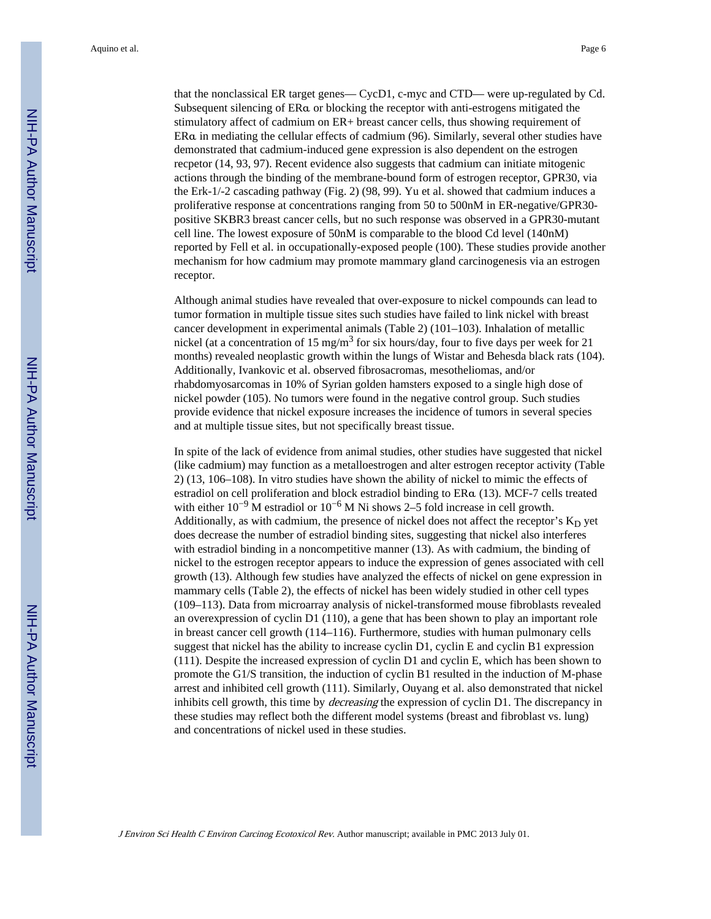that the nonclassical ER target genes— CycD1, c-myc and CTD— were up-regulated by Cd. Subsequent silencing of ERα or blocking the receptor with anti-estrogens mitigated the stimulatory affect of cadmium on ER+ breast cancer cells, thus showing requirement of ERα in mediating the cellular effects of cadmium (96). Similarly, several other studies have demonstrated that cadmium-induced gene expression is also dependent on the estrogen recpetor (14, 93, 97). Recent evidence also suggests that cadmium can initiate mitogenic actions through the binding of the membrane-bound form of estrogen receptor, GPR30, via the Erk-1/-2 cascading pathway (Fig. 2) (98, 99). Yu et al. showed that cadmium induces a proliferative response at concentrations ranging from 50 to 500nM in ER-negative/GPR30-positive SKBR3 breast cancer cells, but no such response was observed in a GPR30-mutant cell line. The lowest exposure of 50nM is comparable to the blood Cd level (140nM) reported by Fell et al. in occupationally-exposed people (100). These studies provide another mechanism for how cadmium may promote mammary gland carcinogenesis via an estrogen receptor.

Although animal studies have revealed that over-exposure to nickel compounds can lead to tumor formation in multiple tissue sites such studies have failed to link nickel with breast cancer development in experimental animals (Table 2) (101–103). Inhalation of metallic nickel (at a concentration of 15 mg/$m^3$ for six hours/day, four to five days per week for 21 months) revealed neoplastic growth within the lungs of Wistar and Behesda black rats (104). Additionally, Ivankovic et al. observed fibrosacromas, mesotheliomas, and/or rhabdomyosarcomas in 10% of Syrian golden hamsters exposed to a single high dose of nickel powder (105). No tumors were found in the negative control group. Such studies provide evidence that nickel exposure increases the incidence of tumors in several species and at multiple tissue sites, but not specifically breast tissue.

In spite of the lack of evidence from animal studies, other studies have suggested that nickel (like cadmium) may function as a metalloestrogen and alter estrogen receptor activity (Table 2) (13, 106–108). In vitro studies have shown the ability of nickel to mimic the effects of estradiol on cell proliferation and block estradiol binding to ERα (13). MCF-7 cells treated with either $10^{-9}$ M estradiol or $10^{-6}$ M Ni shows 2–5 fold increase in cell growth. Additionally, as with cadmium, the presence of nickel does not affect the receptor's $K_D$ yet does decrease the number of estradiol binding sites, suggesting that nickel also interferes with estradiol binding in a noncompetitive manner (13). As with cadmium, the binding of nickel to the estrogen receptor appears to induce the expression of genes associated with cell growth (13). Although few studies have analyzed the effects of nickel on gene expression in mammary cells (Table 2), the effects of nickel has been widely studied in other cell types (109–113). Data from microarray analysis of nickel-transformed mouse fibroblasts revealed an overexpression of cyclin D1 (110), a gene that has been shown to play an important role in breast cancer cell growth (114–116). Furthermore, studies with human pulmonary cells suggest that nickel has the ability to increase cyclin D1, cyclin E and cyclin B1 expression (111). Despite the increased expression of cyclin D1 and cyclin E, which has been shown to promote the G1/S transition, the induction of cyclin B1 resulted in the induction of M-phase arrest and inhibited cell growth (111). Similarly, Ouyang et al. also demonstrated that nickel inhibits cell growth, this time by *decreasing* the expression of cyclin D1. The discrepancy in these studies may reflect both the different model systems (breast and fibroblast vs. lung) and concentrations of nickel used in these studies.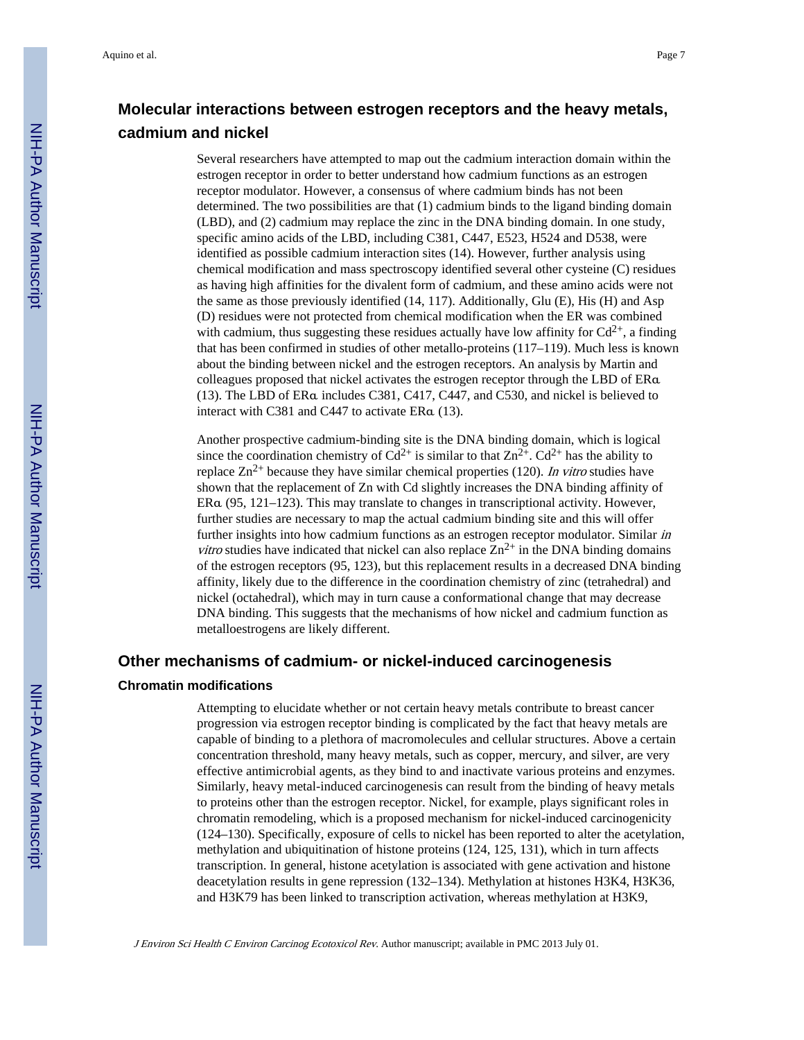## Molecular interactions between estrogen receptors and the heavy metals, cadmium and nickel

Several researchers have attempted to map out the cadmium interaction domain within the estrogen receptor in order to better understand how cadmium functions as an estrogen receptor modulator. However, a consensus of where cadmium binds has not been determined. The two possibilities are that (1) cadmium binds to the ligand binding domain (LBD), and (2) cadmium may replace the zinc in the DNA binding domain. In one study, specific amino acids of the LBD, including C381, C447, E523, H524 and D538, were identified as possible cadmium interaction sites (14). However, further analysis using chemical modification and mass spectroscopy identified several other cysteine (C) residues as having high affinities for the divalent form of cadmium, and these amino acids were not the same as those previously identified (14, 117). Additionally, Glu (E), His (H) and Asp (D) residues were not protected from chemical modification when the ER was combined with cadmium, thus suggesting these residues actually have low affinity for $Cd^{2+}$, a finding that has been confirmed in studies of other metallo-proteins (117–119). Much less is known about the binding between nickel and the estrogen receptors. An analysis by Martin and colleagues proposed that nickel activates the estrogen receptor through the LBD of ERα (13). The LBD of ERα includes C381, C417, C447, and C530, and nickel is believed to interact with C381 and C447 to activate ERα (13).

Another prospective cadmium-binding site is the DNA binding domain, which is logical since the coordination chemistry of $Cd^{2+}$ is similar to that $Zn^{2+}$. $Cd^{2+}$ has the ability to replace $Zn^{2+}$ because they have similar chemical properties (120). *In vitro* studies have shown that the replacement of Zn with Cd slightly increases the DNA binding affinity of ERα (95, 121–123). This may translate to changes in transcriptional activity. However, further studies are necessary to map the actual cadmium binding site and this will offer further insights into how cadmium functions as an estrogen receptor modulator. Similar *in vitro* studies have indicated that nickel can also replace $Zn^{2+}$ in the DNA binding domains of the estrogen receptors (95, 123), but this replacement results in a decreased DNA binding affinity, likely due to the difference in the coordination chemistry of zinc (tetrahedral) and nickel (octahedral), which may in turn cause a conformational change that may decrease DNA binding. This suggests that the mechanisms of how nickel and cadmium function as metalloestrogens are likely different.

## Other mechanisms of cadmium- or nickel-induced carcinogenesis

### Chromatin modifications

Attempting to elucidate whether or not certain heavy metals contribute to breast cancer progression via estrogen receptor binding is complicated by the fact that heavy metals are capable of binding to a plethora of macromolecules and cellular structures. Above a certain concentration threshold, many heavy metals, such as copper, mercury, and silver, are very effective antimicrobial agents, as they bind to and inactivate various proteins and enzymes. Similarly, heavy metal-induced carcinogenesis can result from the binding of heavy metals to proteins other than the estrogen receptor. Nickel, for example, plays significant roles in chromatin remodeling, which is a proposed mechanism for nickel-induced carcinogenicity (124–130). Specifically, exposure of cells to nickel has been reported to alter the acetylation, methylation and ubiquitination of histone proteins (124, 125, 131), which in turn affects transcription. In general, histone acetylation is associated with gene activation and histone deacetylation results in gene repression (132–134). Methylation at histones H3K4, H3K36, and H3K79 has been linked to transcription activation, whereas methylation at H3K9,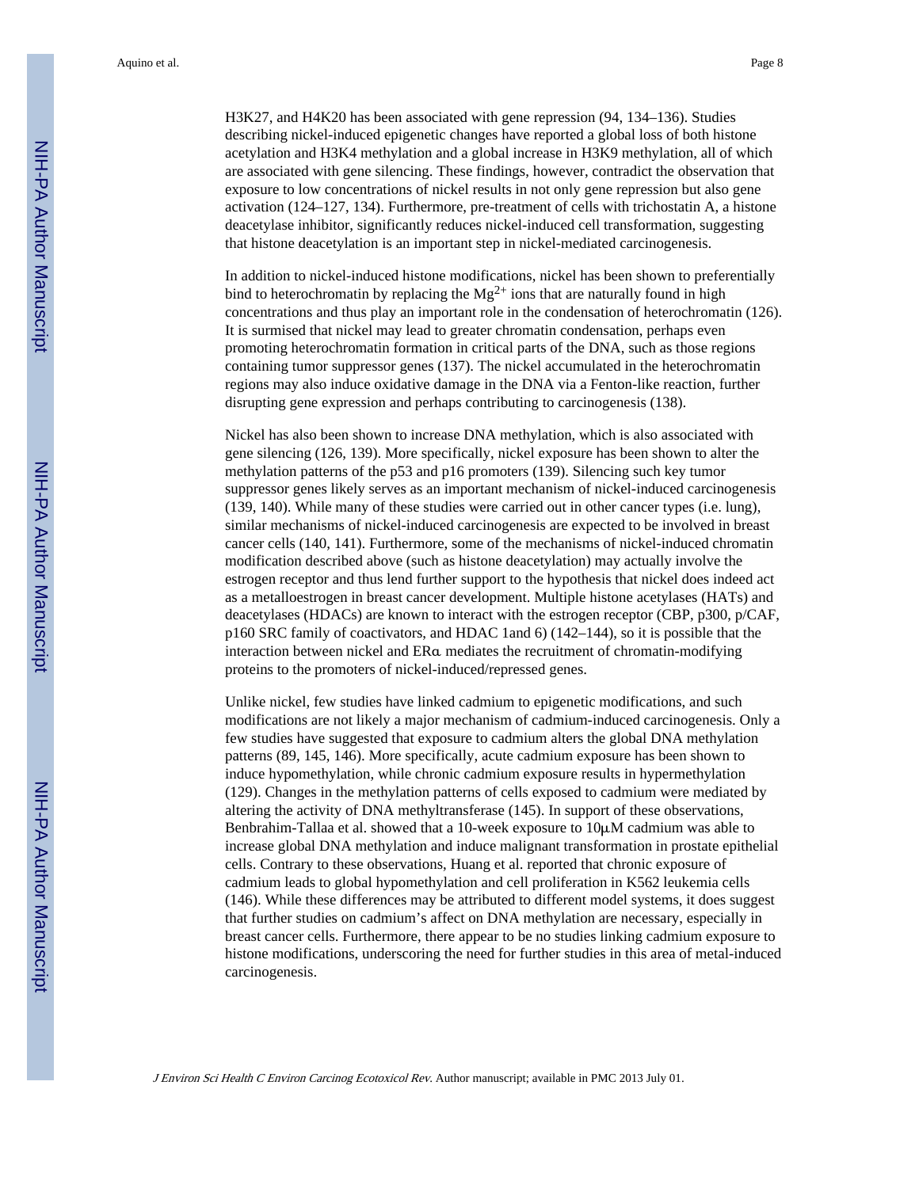H3K27, and H4K20 has been associated with gene repression (94, 134–136). Studies describing nickel-induced epigenetic changes have reported a global loss of both histone acetylation and H3K4 methylation and a global increase in H3K9 methylation, all of which are associated with gene silencing. These findings, however, contradict the observation that exposure to low concentrations of nickel results in not only gene repression but also gene activation (124–127, 134). Furthermore, pre-treatment of cells with trichostatin A, a histone deacetylase inhibitor, significantly reduces nickel-induced cell transformation, suggesting that histone deacetylation is an important step in nickel-mediated carcinogenesis.

In addition to nickel-induced histone modifications, nickel has been shown to preferentially bind to heterochromatin by replacing the $Mg^{2+}$ ions that are naturally found in high concentrations and thus play an important role in the condensation of heterochromatin (126). It is surmised that nickel may lead to greater chromatin condensation, perhaps even promoting heterochromatin formation in critical parts of the DNA, such as those regions containing tumor suppressor genes (137). The nickel accumulated in the heterochromatin regions may also induce oxidative damage in the DNA via a Fenton-like reaction, further disrupting gene expression and perhaps contributing to carcinogenesis (138).

Nickel has also been shown to increase DNA methylation, which is also associated with gene silencing (126, 139). More specifically, nickel exposure has been shown to alter the methylation patterns of the p53 and p16 promoters (139). Silencing such key tumor suppressor genes likely serves as an important mechanism of nickel-induced carcinogenesis (139, 140). While many of these studies were carried out in other cancer types (i.e. lung), similar mechanisms of nickel-induced carcinogenesis are expected to be involved in breast cancer cells (140, 141). Furthermore, some of the mechanisms of nickel-induced chromatin modification described above (such as histone deacetylation) may actually involve the estrogen receptor and thus lend further support to the hypothesis that nickel does indeed act as a metalloestrogen in breast cancer development. Multiple histone acetylases (HATs) and deacetylases (HDACs) are known to interact with the estrogen receptor (CBP, p300, p/CAF, p160 SRC family of coactivators, and HDAC 1and 6) (142–144), so it is possible that the interaction between nickel and ERα mediates the recruitment of chromatin-modifying proteins to the promoters of nickel-induced/repressed genes.

Unlike nickel, few studies have linked cadmium to epigenetic modifications, and such modifications are not likely a major mechanism of cadmium-induced carcinogenesis. Only a few studies have suggested that exposure to cadmium alters the global DNA methylation patterns (89, 145, 146). More specifically, acute cadmium exposure has been shown to induce hypomethylation, while chronic cadmium exposure results in hypermethylation (129). Changes in the methylation patterns of cells exposed to cadmium were mediated by altering the activity of DNA methyltransferase (145). In support of these observations, Benbrahim-Tallaa et al. showed that a 10-week exposure to 10μM cadmium was able to increase global DNA methylation and induce malignant transformation in prostate epithelial cells. Contrary to these observations, Huang et al. reported that chronic exposure of cadmium leads to global hypomethylation and cell proliferation in K562 leukemia cells (146). While these differences may be attributed to different model systems, it does suggest that further studies on cadmium's affect on DNA methylation are necessary, especially in breast cancer cells. Furthermore, there appear to be no studies linking cadmium exposure to histone modifications, underscoring the need for further studies in this area of metal-induced carcinogenesis.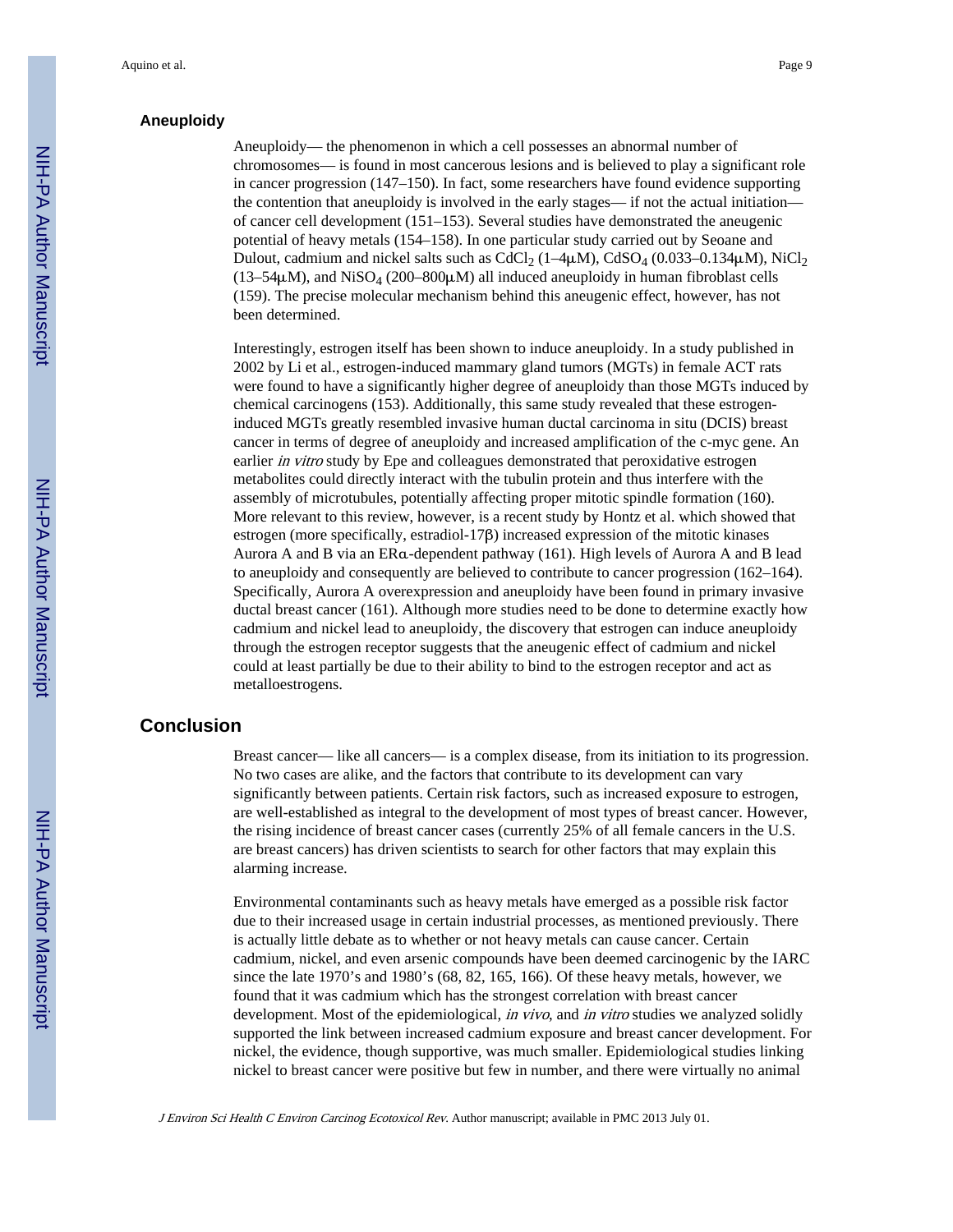### Aneuploidy

Aneuploidy— the phenomenon in which a cell possesses an abnormal number of chromosomes— is found in most cancerous lesions and is believed to play a significant role in cancer progression (147–150). In fact, some researchers have found evidence supporting the contention that aneuploidy is involved in the early stages— if not the actual initiation— of cancer cell development (151–153). Several studies have demonstrated the aneugenic potential of heavy metals (154–158). In one particular study carried out by Seoane and Dulout, cadmium and nickel salts such as $CdCl_2$ (1–4μM), $CdSO_4$ (0.033–0.134μM), $NiCl_2$ (13–54μM), and $NiSO_4$ (200–800μM) all induced aneuploidy in human fibroblast cells (159). The precise molecular mechanism behind this aneugenic effect, however, has not been determined.

Interestingly, estrogen itself has been shown to induce aneuploidy. In a study published in 2002 by Li et al., estrogen-induced mammary gland tumors (MGTs) in female ACT rats were found to have a significantly higher degree of aneuploidy than those MGTs induced by chemical carcinogens (153). Additionally, this same study revealed that these estrogen-induced MGTs greatly resembled invasive human ductal carcinoma in situ (DCIS) breast cancer in terms of degree of aneuploidy and increased amplification of the c-myc gene. An earlier *in vitro* study by Epe and colleagues demonstrated that peroxidative estrogen metabolites could directly interact with the tubulin protein and thus interfere with the assembly of microtubules, potentially affecting proper mitotic spindle formation (160). More relevant to this review, however, is a recent study by Hontz et al. which showed that estrogen (more specifically, estradiol-17β) increased expression of the mitotic kinases Aurora A and B via an ERα-dependent pathway (161). High levels of Aurora A and B lead to aneuploidy and consequently are believed to contribute to cancer progression (162–164). Specifically, Aurora A overexpression and aneuploidy have been found in primary invasive ductal breast cancer (161). Although more studies need to be done to determine exactly how cadmium and nickel lead to aneuploidy, the discovery that estrogen can induce aneuploidy through the estrogen receptor suggests that the aneugenic effect of cadmium and nickel could at least partially be due to their ability to bind to the estrogen receptor and act as metalloestrogens.

## Conclusion

Breast cancer— like all cancers— is a complex disease, from its initiation to its progression. No two cases are alike, and the factors that contribute to its development can vary significantly between patients. Certain risk factors, such as increased exposure to estrogen, are well-established as integral to the development of most types of breast cancer. However, the rising incidence of breast cancer cases (currently 25% of all female cancers in the U.S. are breast cancers) has driven scientists to search for other factors that may explain this alarming increase.

Environmental contaminants such as heavy metals have emerged as a possible risk factor due to their increased usage in certain industrial processes, as mentioned previously. There is actually little debate as to whether or not heavy metals can cause cancer. Certain cadmium, nickel, and even arsenic compounds have been deemed carcinogenic by the IARC since the late 1970's and 1980's (68, 82, 165, 166). Of these heavy metals, however, we found that it was cadmium which has the strongest correlation with breast cancer development. Most of the epidemiological, *in vivo*, and *in vitro* studies we analyzed solidly supported the link between increased cadmium exposure and breast cancer development. For nickel, the evidence, though supportive, was much smaller. Epidemiological studies linking nickel to breast cancer were positive but few in number, and there were virtually no animal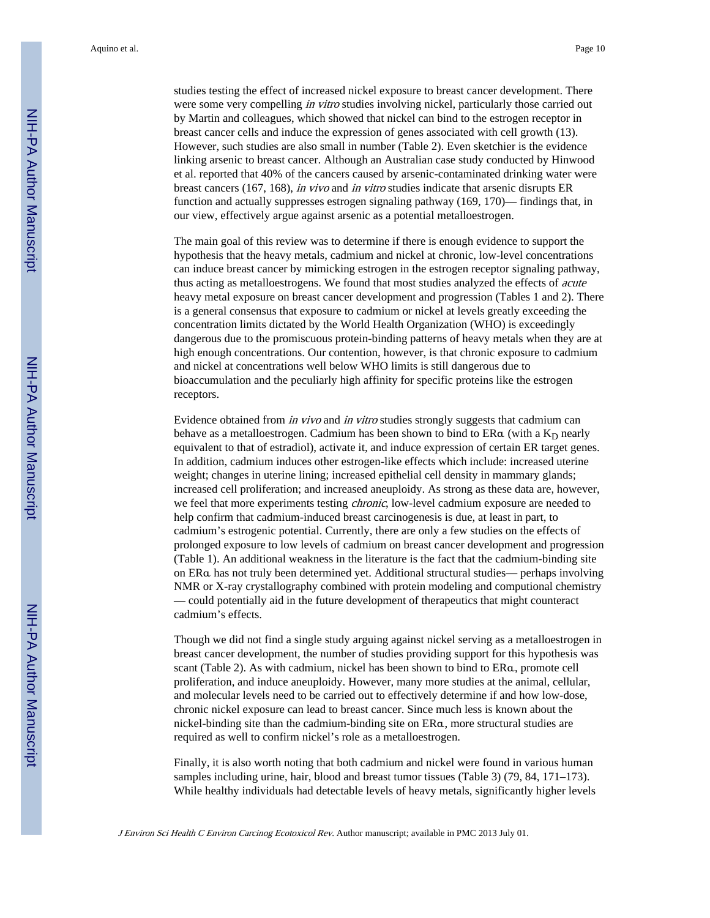studies testing the effect of increased nickel exposure to breast cancer development. There were some very compelling *in vitro* studies involving nickel, particularly those carried out by Martin and colleagues, which showed that nickel can bind to the estrogen receptor in breast cancer cells and induce the expression of genes associated with cell growth (13). However, such studies are also small in number (Table 2). Even sketchier is the evidence linking arsenic to breast cancer. Although an Australian case study conducted by Hinwood et al. reported that 40% of the cancers caused by arsenic-contaminated drinking water were breast cancers (167, 168), *in vivo* and *in vitro* studies indicate that arsenic disrupts ER function and actually suppresses estrogen signaling pathway (169, 170)— findings that, in our view, effectively argue against arsenic as a potential metalloestrogen.

The main goal of this review was to determine if there is enough evidence to support the hypothesis that the heavy metals, cadmium and nickel at chronic, low-level concentrations can induce breast cancer by mimicking estrogen in the estrogen receptor signaling pathway, thus acting as metalloestrogens. We found that most studies analyzed the effects of *acute* heavy metal exposure on breast cancer development and progression (Tables 1 and 2). There is a general consensus that exposure to cadmium or nickel at levels greatly exceeding the concentration limits dictated by the World Health Organization (WHO) is exceedingly dangerous due to the promiscuous protein-binding patterns of heavy metals when they are at high enough concentrations. Our contention, however, is that chronic exposure to cadmium and nickel at concentrations well below WHO limits is still dangerous due to bioaccumulation and the peculiarly high affinity for specific proteins like the estrogen receptors.

Evidence obtained from *in vivo* and *in vitro* studies strongly suggests that cadmium can behave as a metalloestrogen. Cadmium has been shown to bind to ERα (with a $K_D$ nearly equivalent to that of estradiol), activate it, and induce expression of certain ER target genes. In addition, cadmium induces other estrogen-like effects which include: increased uterine weight; changes in uterine lining; increased epithelial cell density in mammary glands; increased cell proliferation; and increased aneuploidy. As strong as these data are, however, we feel that more experiments testing *chronic*, low-level cadmium exposure are needed to help confirm that cadmium-induced breast carcinogenesis is due, at least in part, to cadmium's estrogenic potential. Currently, there are only a few studies on the effects of prolonged exposure to low levels of cadmium on breast cancer development and progression (Table 1). An additional weakness in the literature is the fact that the cadmium-binding site on ERα has not truly been determined yet. Additional structural studies— perhaps involving NMR or X-ray crystallography combined with protein modeling and computional chemistry — could potentially aid in the future development of therapeutics that might counteract cadmium's effects.

Though we did not find a single study arguing against nickel serving as a metalloestrogen in breast cancer development, the number of studies providing support for this hypothesis was scant (Table 2). As with cadmium, nickel has been shown to bind to ERα, promote cell proliferation, and induce aneuploidy. However, many more studies at the animal, cellular, and molecular levels need to be carried out to effectively determine if and how low-dose, chronic nickel exposure can lead to breast cancer. Since much less is known about the nickel-binding site than the cadmium-binding site on ERα, more structural studies are required as well to confirm nickel's role as a metalloestrogen.

Finally, it is also worth noting that both cadmium and nickel were found in various human samples including urine, hair, blood and breast tumor tissues (Table 3) (79, 84, 171–173). While healthy individuals had detectable levels of heavy metals, significantly higher levels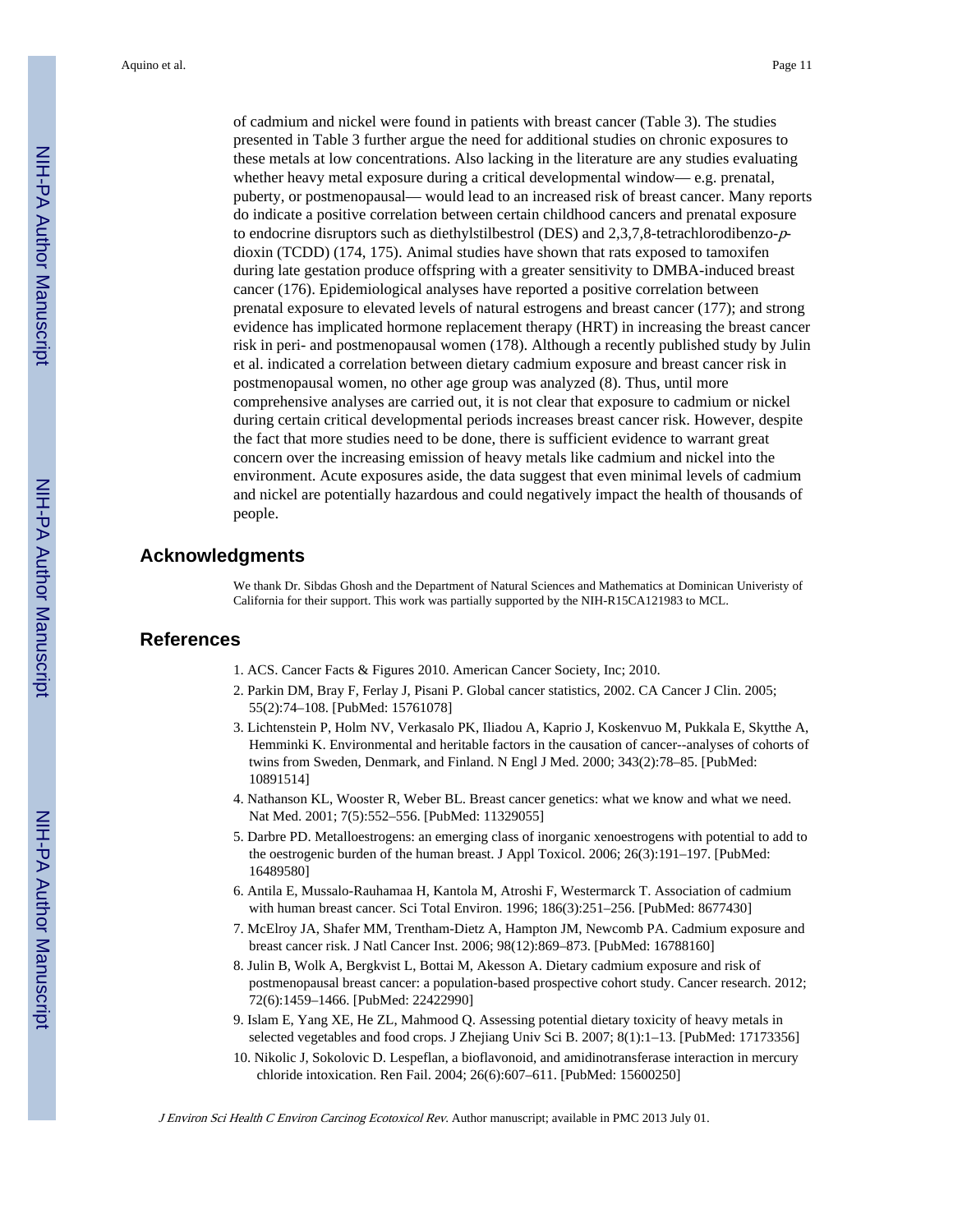of cadmium and nickel were found in patients with breast cancer (Table 3). The studies presented in Table 3 further argue the need for additional studies on chronic exposures to these metals at low concentrations. Also lacking in the literature are any studies evaluating whether heavy metal exposure during a critical developmental window— e.g. prenatal, puberty, or postmenopausal— would lead to an increased risk of breast cancer. Many reports do indicate a positive correlation between certain childhood cancers and prenatal exposure to endocrine disruptors such as diethylstilbestrol (DES) and 2,3,7,8-tetrachlorodibenzo-*p*-dioxin (TCDD) (174, 175). Animal studies have shown that rats exposed to tamoxifen during late gestation produce offspring with a greater sensitivity to DMBA-induced breast cancer (176). Epidemiological analyses have reported a positive correlation between prenatal exposure to elevated levels of natural estrogens and breast cancer (177); and strong evidence has implicated hormone replacement therapy (HRT) in increasing the breast cancer risk in peri- and postmenopausal women (178). Although a recently published study by Julin et al. indicated a correlation between dietary cadmium exposure and breast cancer risk in postmenopausal women, no other age group was analyzed (8). Thus, until more comprehensive analyses are carried out, it is not clear that exposure to cadmium or nickel during certain critical developmental periods increases breast cancer risk. However, despite the fact that more studies need to be done, there is sufficient evidence to warrant great concern over the increasing emission of heavy metals like cadmium and nickel into the environment. Acute exposures aside, the data suggest that even minimal levels of cadmium and nickel are potentially hazardous and could negatively impact the health of thousands of people.

## Acknowledgments

We thank Dr. Sibdas Ghosh and the Department of Natural Sciences and Mathematics at Dominican Univeristy of California for their support. This work was partially supported by the NIH-R15CA121983 to MCL.

## References

1. ACS. Cancer Facts & Figures 2010. American Cancer Society, Inc; 2010.
2. Parkin DM, Bray F, Ferlay J, Pisani P. Global cancer statistics, 2002. CA Cancer J Clin. 2005; 55(2):74–108. [PubMed: 15761078]
3. Lichtenstein P, Holm NV, Verkasalo PK, Iliadou A, Kaprio J, Koskenvuo M, Pukkala E, Skytthe A, Hemminki K. Environmental and heritable factors in the causation of cancer--analyses of cohorts of twins from Sweden, Denmark, and Finland. N Engl J Med. 2000; 343(2):78–85. [PubMed: 10891514]
4. Nathanson KL, Wooster R, Weber BL. Breast cancer genetics: what we know and what we need. Nat Med. 2001; 7(5):552–556. [PubMed: 11329055]
5. Darbre PD. Metalloestrogens: an emerging class of inorganic xenoestrogens with potential to add to the oestrogenic burden of the human breast. J Appl Toxicol. 2006; 26(3):191–197. [PubMed: 16489580]
6. Antila E, Mussalo-Rauhamaa H, Kantola M, Atroshi F, Westermarck T. Association of cadmium with human breast cancer. Sci Total Environ. 1996; 186(3):251–256. [PubMed: 8677430]
7. McElroy JA, Shafer MM, Trentham-Dietz A, Hampton JM, Newcomb PA. Cadmium exposure and breast cancer risk. J Natl Cancer Inst. 2006; 98(12):869–873. [PubMed: 16788160]
8. Julin B, Wolk A, Bergkvist L, Bottai M, Akesson A. Dietary cadmium exposure and risk of postmenopausal breast cancer: a population-based prospective cohort study. Cancer research. 2012; 72(6):1459–1466. [PubMed: 22422990]
9. Islam E, Yang XE, He ZL, Mahmood Q. Assessing potential dietary toxicity of heavy metals in selected vegetables and food crops. J Zhejiang Univ Sci B. 2007; 8(1):1–13. [PubMed: 17173356]
10. Nikolic J, Sokolovic D. Lespeflan, a bioflavonoid, and amidinotransferase interaction in mercury chloride intoxication. Ren Fail. 2004; 26(6):607–611. [PubMed: 15600250]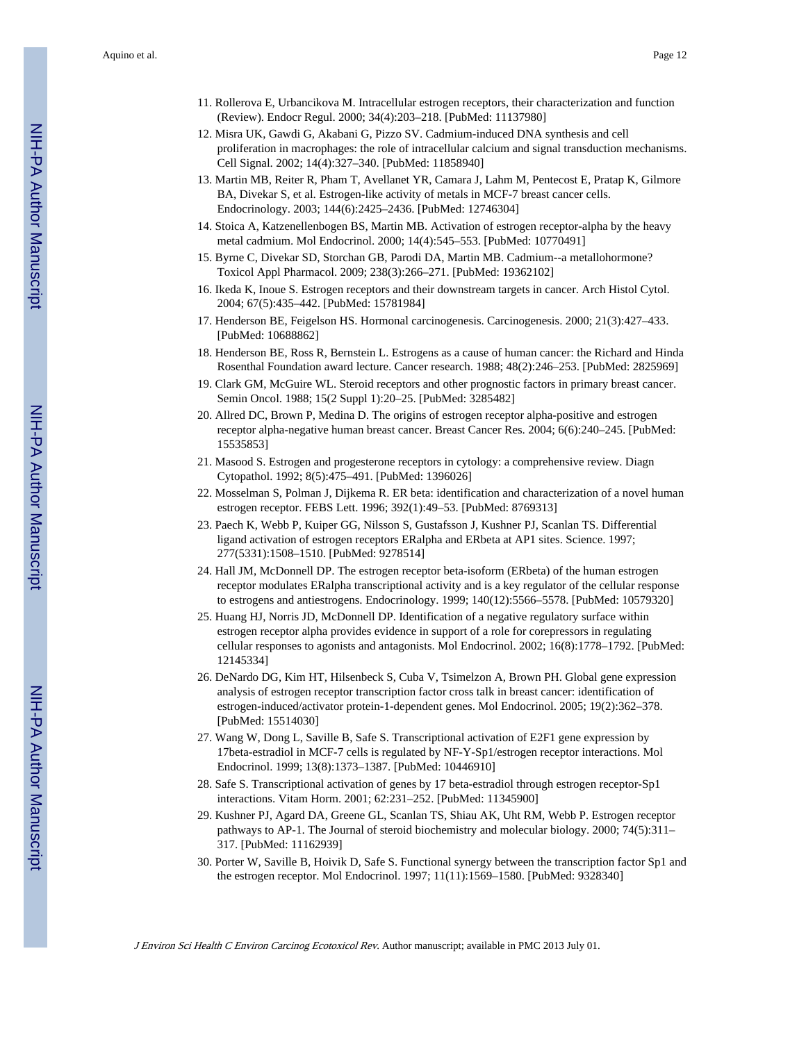11. Rollerova E, Urbancikova M. Intracellular estrogen receptors, their characterization and function (Review). Endocr Regul. 2000; 34(4):203–218. [PubMed: 11137980]
12. Misra UK, Gawdi G, Akabani G, Pizzo SV. Cadmium-induced DNA synthesis and cell proliferation in macrophages: the role of intracellular calcium and signal transduction mechanisms. Cell Signal. 2002; 14(4):327–340. [PubMed: 11858940]
13. Martin MB, Reiter R, Pham T, Avellanet YR, Camara J, Lahm M, Pentecost E, Pratap K, Gilmore BA, Divekar S, et al. Estrogen-like activity of metals in MCF-7 breast cancer cells. Endocrinology. 2003; 144(6):2425–2436. [PubMed: 12746304]
14. Stoica A, Katzenellenbogen BS, Martin MB. Activation of estrogen receptor-alpha by the heavy metal cadmium. Mol Endocrinol. 2000; 14(4):545–553. [PubMed: 10770491]
15. Byrne C, Divekar SD, Storchan GB, Parodi DA, Martin MB. Cadmium--a metallohormone? Toxicol Appl Pharmacol. 2009; 238(3):266–271. [PubMed: 19362102]
16. Ikeda K, Inoue S. Estrogen receptors and their downstream targets in cancer. Arch Histol Cytol. 2004; 67(5):435–442. [PubMed: 15781984]
17. Henderson BE, Feigelson HS. Hormonal carcinogenesis. Carcinogenesis. 2000; 21(3):427–433. [PubMed: 10688862]
18. Henderson BE, Ross R, Bernstein L. Estrogens as a cause of human cancer: the Richard and Hinda Rosenthal Foundation award lecture. Cancer research. 1988; 48(2):246–253. [PubMed: 2825969]
19. Clark GM, McGuire WL. Steroid receptors and other prognostic factors in primary breast cancer. Semin Oncol. 1988; 15(2 Suppl 1):20–25. [PubMed: 3285482]
20. Allred DC, Brown P, Medina D. The origins of estrogen receptor alpha-positive and estrogen receptor alpha-negative human breast cancer. Breast Cancer Res. 2004; 6(6):240–245. [PubMed: 15535853]
21. Masood S. Estrogen and progesterone receptors in cytology: a comprehensive review. Diagn Cytopathol. 1992; 8(5):475–491. [PubMed: 1396026]
22. Mosselman S, Polman J, Dijkema R. ER beta: identification and characterization of a novel human estrogen receptor. FEBS Lett. 1996; 392(1):49–53. [PubMed: 8769313]
23. Paech K, Webb P, Kuiper GG, Nilsson S, Gustafsson J, Kushner PJ, Scanlan TS. Differential ligand activation of estrogen receptors ERalpha and ERbeta at AP1 sites. Science. 1997; 277(5331):1508–1510. [PubMed: 9278514]
24. Hall JM, McDonnell DP. The estrogen receptor beta-isoform (ERbeta) of the human estrogen receptor modulates ERalpha transcriptional activity and is a key regulator of the cellular response to estrogens and antiestrogens. Endocrinology. 1999; 140(12):5566–5578. [PubMed: 10579320]
25. Huang HJ, Norris JD, McDonnell DP. Identification of a negative regulatory surface within estrogen receptor alpha provides evidence in support of a role for corepressors in regulating cellular responses to agonists and antagonists. Mol Endocrinol. 2002; 16(8):1778–1792. [PubMed: 12145334]
26. DeNardo DG, Kim HT, Hilsenbeck S, Cuba V, Tsimelzon A, Brown PH. Global gene expression analysis of estrogen receptor transcription factor cross talk in breast cancer: identification of estrogen-induced/activator protein-1-dependent genes. Mol Endocrinol. 2005; 19(2):362–378. [PubMed: 15514030]
27. Wang W, Dong L, Saville B, Safe S. Transcriptional activation of E2F1 gene expression by 17beta-estradiol in MCF-7 cells is regulated by NF-Y-Sp1/estrogen receptor interactions. Mol Endocrinol. 1999; 13(8):1373–1387. [PubMed: 10446910]
28. Safe S. Transcriptional activation of genes by 17 beta-estradiol through estrogen receptor-Sp1 interactions. Vitam Horm. 2001; 62:231–252. [PubMed: 11345900]
29. Kushner PJ, Agard DA, Greene GL, Scanlan TS, Shiau AK, Uht RM, Webb P. Estrogen receptor pathways to AP-1. The Journal of steroid biochemistry and molecular biology. 2000; 74(5):311–317. [PubMed: 11162939]
30. Porter W, Saville B, Hoivik D, Safe S. Functional synergy between the transcription factor Sp1 and the estrogen receptor. Mol Endocrinol. 1997; 11(11):1569–1580. [PubMed: 9328340]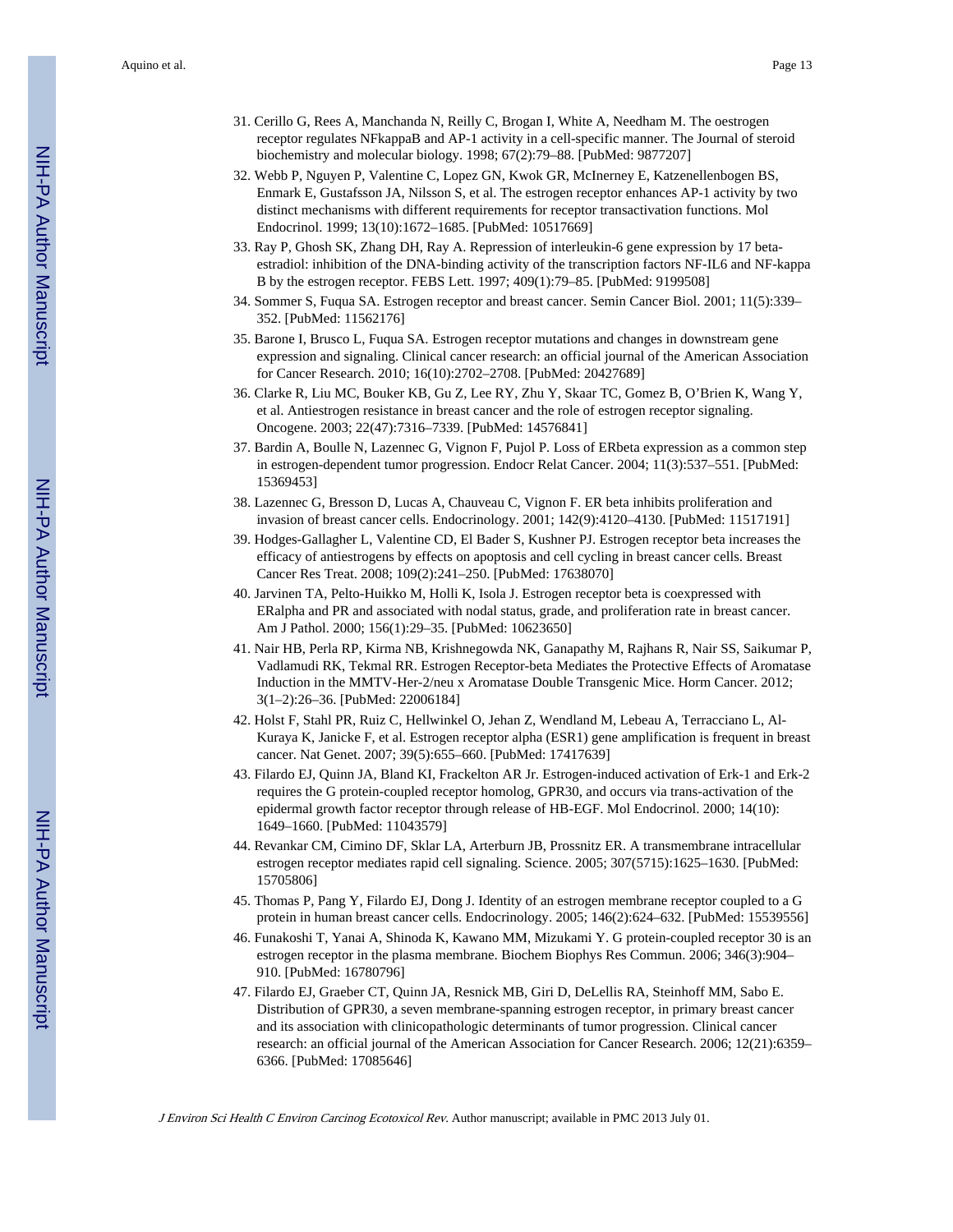31. Cerillo G, Rees A, Manchanda N, Reilly C, Brogan I, White A, Needham M. The oestrogen receptor regulates NFkappaB and AP-1 activity in a cell-specific manner. The Journal of steroid biochemistry and molecular biology. 1998; 67(2):79–88. [PubMed: 9877207]
32. Webb P, Nguyen P, Valentine C, Lopez GN, Kwok GR, McInerney E, Katzenellenbogen BS, Enmark E, Gustafsson JA, Nilsson S, et al. The estrogen receptor enhances AP-1 activity by two distinct mechanisms with different requirements for receptor transactivation functions. Mol Endocrinol. 1999; 13(10):1672–1685. [PubMed: 10517669]
33. Ray P, Ghosh SK, Zhang DH, Ray A. Repression of interleukin-6 gene expression by 17 beta-estradiol: inhibition of the DNA-binding activity of the transcription factors NF-IL6 and NF-kappa B by the estrogen receptor. FEBS Lett. 1997; 409(1):79–85. [PubMed: 9199508]
34. Sommer S, Fuqua SA. Estrogen receptor and breast cancer. Semin Cancer Biol. 2001; 11(5):339–352. [PubMed: 11562176]
35. Barone I, Brusco L, Fuqua SA. Estrogen receptor mutations and changes in downstream gene expression and signaling. Clinical cancer research: an official journal of the American Association for Cancer Research. 2010; 16(10):2702–2708. [PubMed: 20427689]
36. Clarke R, Liu MC, Bouker KB, Gu Z, Lee RY, Zhu Y, Skaar TC, Gomez B, O'Brien K, Wang Y, et al. Antiestrogen resistance in breast cancer and the role of estrogen receptor signaling. Oncogene. 2003; 22(47):7316–7339. [PubMed: 14576841]
37. Bardin A, Boulle N, Lazennec G, Vignon F, Pujol P. Loss of ERbeta expression as a common step in estrogen-dependent tumor progression. Endocr Relat Cancer. 2004; 11(3):537–551. [PubMed: 15369453]
38. Lazennec G, Bresson D, Lucas A, Chauveau C, Vignon F. ER beta inhibits proliferation and invasion of breast cancer cells. Endocrinology. 2001; 142(9):4120–4130. [PubMed: 11517191]
39. Hodges-Gallagher L, Valentine CD, El Bader S, Kushner PJ. Estrogen receptor beta increases the efficacy of antiestrogens by effects on apoptosis and cell cycling in breast cancer cells. Breast Cancer Res Treat. 2008; 109(2):241–250. [PubMed: 17638070]
40. Jarvinen TA, Pelto-Huikko M, Holli K, Isola J. Estrogen receptor beta is coexpressed with ERalpha and PR and associated with nodal status, grade, and proliferation rate in breast cancer. Am J Pathol. 2000; 156(1):29–35. [PubMed: 10623650]
41. Nair HB, Perla RP, Kirma NB, Krishnegowda NK, Ganapathy M, Rajhans R, Nair SS, Saikumar P, Vadlamudi RK, Tekmal RR. Estrogen Receptor-beta Mediates the Protective Effects of Aromatase Induction in the MMTV-Her-2/neu x Aromatase Double Transgenic Mice. Horm Cancer. 2012; 3(1–2):26–36. [PubMed: 22006184]
42. Holst F, Stahl PR, Ruiz C, Hellwinkel O, Jehan Z, Wendland M, Lebeau A, Terracciano L, Al-Kuraya K, Janicke F, et al. Estrogen receptor alpha (ESR1) gene amplification is frequent in breast cancer. Nat Genet. 2007; 39(5):655–660. [PubMed: 17417639]
43. Filardo EJ, Quinn JA, Bland KI, Frackelton AR Jr. Estrogen-induced activation of Erk-1 and Erk-2 requires the G protein-coupled receptor homolog, GPR30, and occurs via trans-activation of the epidermal growth factor receptor through release of HB-EGF. Mol Endocrinol. 2000; 14(10): 1649–1660. [PubMed: 11043579]
44. Revankar CM, Cimino DF, Sklar LA, Arterburn JB, Prossnitz ER. A transmembrane intracellular estrogen receptor mediates rapid cell signaling. Science. 2005; 307(5715):1625–1630. [PubMed: 15705806]
45. Thomas P, Pang Y, Filardo EJ, Dong J. Identity of an estrogen membrane receptor coupled to a G protein in human breast cancer cells. Endocrinology. 2005; 146(2):624–632. [PubMed: 15539556]
46. Funakoshi T, Yanai A, Shinoda K, Kawano MM, Mizukami Y. G protein-coupled receptor 30 is an estrogen receptor in the plasma membrane. Biochem Biophys Res Commun. 2006; 346(3):904–910. [PubMed: 16780796]
47. Filardo EJ, Graeber CT, Quinn JA, Resnick MB, Giri D, DeLellis RA, Steinhoff MM, Sabo E. Distribution of GPR30, a seven membrane-spanning estrogen receptor, in primary breast cancer and its association with clinicopathologic determinants of tumor progression. Clinical cancer research: an official journal of the American Association for Cancer Research. 2006; 12(21):6359–6366. [PubMed: 17085646]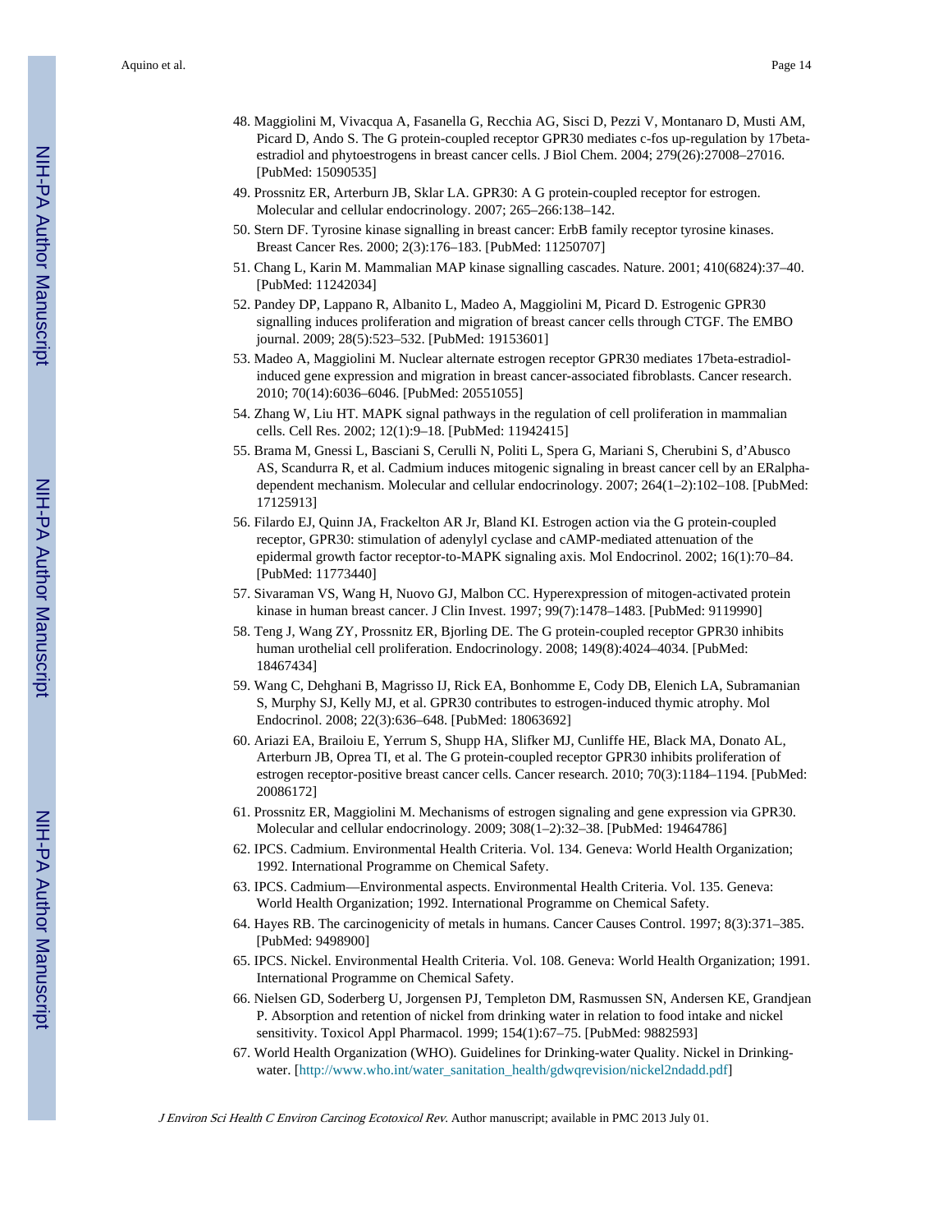48. Maggiolini M, Vivacqua A, Fasanella G, Recchia AG, Sisci D, Pezzi V, Montanaro D, Musti AM, Picard D, Ando S. The G protein-coupled receptor GPR30 mediates c-fos up-regulation by 17beta-estradiol and phytoestrogens in breast cancer cells. J Biol Chem. 2004; 279(26):27008–27016. [PubMed: 15090535]
49. Prossnitz ER, Arterburn JB, Sklar LA. GPR30: A G protein-coupled receptor for estrogen. Molecular and cellular endocrinology. 2007; 265–266:138–142.
50. Stern DF. Tyrosine kinase signalling in breast cancer: ErbB family receptor tyrosine kinases. Breast Cancer Res. 2000; 2(3):176–183. [PubMed: 11250707]
51. Chang L, Karin M. Mammalian MAP kinase signalling cascades. Nature. 2001; 410(6824):37–40. [PubMed: 11242034]
52. Pandey DP, Lappano R, Albanito L, Madeo A, Maggiolini M, Picard D. Estrogenic GPR30 signalling induces proliferation and migration of breast cancer cells through CTGF. The EMBO journal. 2009; 28(5):523–532. [PubMed: 19153601]
53. Madeo A, Maggiolini M. Nuclear alternate estrogen receptor GPR30 mediates 17beta-estradiol-induced gene expression and migration in breast cancer-associated fibroblasts. Cancer research. 2010; 70(14):6036–6046. [PubMed: 20551055]
54. Zhang W, Liu HT. MAPK signal pathways in the regulation of cell proliferation in mammalian cells. Cell Res. 2002; 12(1):9–18. [PubMed: 11942415]
55. Brama M, Gnessi L, Basciani S, Cerulli N, Politi L, Spera G, Mariani S, Cherubini S, d'Abusco AS, Scandurra R, et al. Cadmium induces mitogenic signaling in breast cancer cell by an ERalpha-dependent mechanism. Molecular and cellular endocrinology. 2007; 264(1–2):102–108. [PubMed: 17125913]
56. Filardo EJ, Quinn JA, Frackelton AR Jr, Bland KI. Estrogen action via the G protein-coupled receptor, GPR30: stimulation of adenylyl cyclase and cAMP-mediated attenuation of the epidermal growth factor receptor-to-MAPK signaling axis. Mol Endocrinol. 2002; 16(1):70–84. [PubMed: 11773440]
57. Sivaraman VS, Wang H, Nuovo GJ, Malbon CC. Hyperexpression of mitogen-activated protein kinase in human breast cancer. J Clin Invest. 1997; 99(7):1478–1483. [PubMed: 9119990]
58. Teng J, Wang ZY, Prossnitz ER, Bjorling DE. The G protein-coupled receptor GPR30 inhibits human urothelial cell proliferation. Endocrinology. 2008; 149(8):4024–4034. [PubMed: 18467434]
59. Wang C, Dehghani B, Magrisso IJ, Rick EA, Bonhomme E, Cody DB, Elenich LA, Subramanian S, Murphy SJ, Kelly MJ, et al. GPR30 contributes to estrogen-induced thymic atrophy. Mol Endocrinol. 2008; 22(3):636–648. [PubMed: 18063692]
60. Ariazi EA, Brailoiu E, Yerrum S, Shupp HA, Slifker MJ, Cunliffe HE, Black MA, Donato AL, Arterburn JB, Oprea TI, et al. The G protein-coupled receptor GPR30 inhibits proliferation of estrogen receptor-positive breast cancer cells. Cancer research. 2010; 70(3):1184–1194. [PubMed: 20086172]
61. Prossnitz ER, Maggiolini M. Mechanisms of estrogen signaling and gene expression via GPR30. Molecular and cellular endocrinology. 2009; 308(1–2):32–38. [PubMed: 19464786]
62. IPCS. Cadmium. Environmental Health Criteria. Vol. 134. Geneva: World Health Organization; 1992. International Programme on Chemical Safety.
63. IPCS. Cadmium—Environmental aspects. Environmental Health Criteria. Vol. 135. Geneva: World Health Organization; 1992. International Programme on Chemical Safety.
64. Hayes RB. The carcinogenicity of metals in humans. Cancer Causes Control. 1997; 8(3):371–385. [PubMed: 9498900]
65. IPCS. Nickel. Environmental Health Criteria. Vol. 108. Geneva: World Health Organization; 1991. International Programme on Chemical Safety.
66. Nielsen GD, Soderberg U, Jorgensen PJ, Templeton DM, Rasmussen SN, Andersen KE, Grandjean P. Absorption and retention of nickel from drinking water in relation to food intake and nickel sensitivity. Toxicol Appl Pharmacol. 1999; 154(1):67–75. [PubMed: 9882593]
67. World Health Organization (WHO). Guidelines for Drinking-water Quality. Nickel in Drinking-water. [http://www.who.int/water_sanitation_health/gdwqrevision/nickel2ndadd.pdf]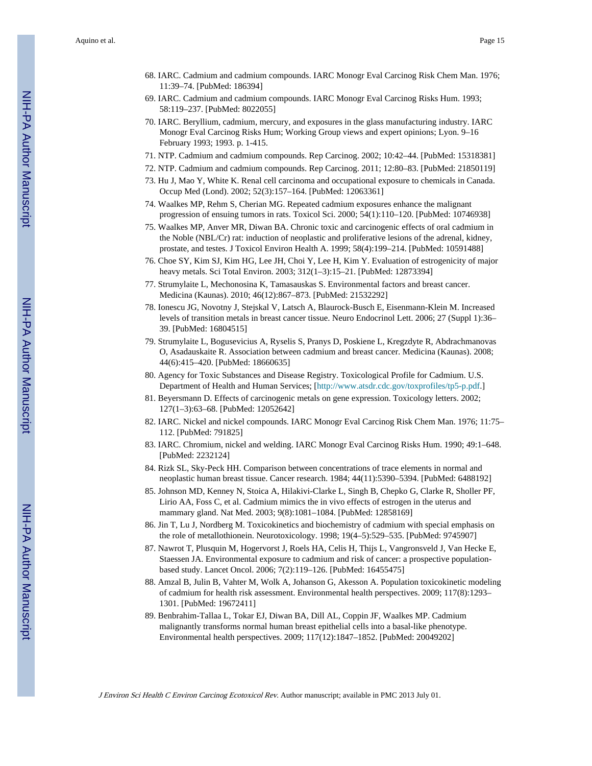68. IARC. Cadmium and cadmium compounds. IARC Monogr Eval Carcinog Risk Chem Man. 1976; 11:39–74. [PubMed: 186394]
69. IARC. Cadmium and cadmium compounds. IARC Monogr Eval Carcinog Risks Hum. 1993; 58:119–237. [PubMed: 8022055]
70. IARC. Beryllium, cadmium, mercury, and exposures in the glass manufacturing industry. IARC Monogr Eval Carcinog Risks Hum; Working Group views and expert opinions; Lyon. 9–16 February 1993; 1993. p. 1-415.
71. NTP. Cadmium and cadmium compounds. Rep Carcinog. 2002; 10:42–44. [PubMed: 15318381]
72. NTP. Cadmium and cadmium compounds. Rep Carcinog. 2011; 12:80–83. [PubMed: 21850119]
73. Hu J, Mao Y, White K. Renal cell carcinoma and occupational exposure to chemicals in Canada. Occup Med (Lond). 2002; 52(3):157–164. [PubMed: 12063361]
74. Waalkes MP, Rehm S, Cherian MG. Repeated cadmium exposures enhance the malignant progression of ensuing tumors in rats. Toxicol Sci. 2000; 54(1):110–120. [PubMed: 10746938]
75. Waalkes MP, Anver MR, Diwan BA. Chronic toxic and carcinogenic effects of oral cadmium in the Noble (NBL/Cr) rat: induction of neoplastic and proliferative lesions of the adrenal, kidney, prostate, and testes. J Toxicol Environ Health A. 1999; 58(4):199–214. [PubMed: 10591488]
76. Choe SY, Kim SJ, Kim HG, Lee JH, Choi Y, Lee H, Kim Y. Evaluation of estrogenicity of major heavy metals. Sci Total Environ. 2003; 312(1–3):15–21. [PubMed: 12873394]
77. Strumylaite L, Mechonosina K, Tamasauskas S. Environmental factors and breast cancer. Medicina (Kaunas). 2010; 46(12):867–873. [PubMed: 21532292]
78. Ionescu JG, Novotny J, Stejskal V, Latsch A, Blaurock-Busch E, Eisenmann-Klein M. Increased levels of transition metals in breast cancer tissue. Neuro Endocrinol Lett. 2006; 27 (Suppl 1):36–39. [PubMed: 16804515]
79. Strumylaite L, Bogusevicius A, Ryselis S, Pranys D, Poskiene L, Kregzdyte R, Abdrachmanovas O, Asadauskaite R. Association between cadmium and breast cancer. Medicina (Kaunas). 2008; 44(6):415–420. [PubMed: 18660635]
80. Agency for Toxic Substances and Disease Registry. Toxicological Profile for Cadmium. U.S. Department of Health and Human Services; [http://www.atsdr.cdc.gov/toxprofiles/tp5-p.pdf.]
81. Beyersmann D. Effects of carcinogenic metals on gene expression. Toxicology letters. 2002; 127(1–3):63–68. [PubMed: 12052642]
82. IARC. Nickel and nickel compounds. IARC Monogr Eval Carcinog Risk Chem Man. 1976; 11:75–112. [PubMed: 791825]
83. IARC. Chromium, nickel and welding. IARC Monogr Eval Carcinog Risks Hum. 1990; 49:1–648. [PubMed: 2232124]
84. Rizk SL, Sky-Peck HH. Comparison between concentrations of trace elements in normal and neoplastic human breast tissue. Cancer research. 1984; 44(11):5390–5394. [PubMed: 6488192]
85. Johnson MD, Kenney N, Stoica A, Hilakivi-Clarke L, Singh B, Chepko G, Clarke R, Sholler PF, Lirio AA, Foss C, et al. Cadmium mimics the in vivo effects of estrogen in the uterus and mammary gland. Nat Med. 2003; 9(8):1081–1084. [PubMed: 12858169]
86. Jin T, Lu J, Nordberg M. Toxicokinetics and biochemistry of cadmium with special emphasis on the role of metallothionein. Neurotoxicology. 1998; 19(4–5):529–535. [PubMed: 9745907]
87. Nawrot T, Plusquin M, Hogervorst J, Roels HA, Celis H, Thijs L, Vangronsveld J, Van Hecke E, Staessen JA. Environmental exposure to cadmium and risk of cancer: a prospective population-based study. Lancet Oncol. 2006; 7(2):119–126. [PubMed: 16455475]
88. Amzal B, Julin B, Vahter M, Wolk A, Johanson G, Akesson A. Population toxicokinetic modeling of cadmium for health risk assessment. Environmental health perspectives. 2009; 117(8):1293–1301. [PubMed: 19672411]
89. Benbrahim-Tallaa L, Tokar EJ, Diwan BA, Dill AL, Coppin JF, Waalkes MP. Cadmium malignantly transforms normal human breast epithelial cells into a basal-like phenotype. Environmental health perspectives. 2009; 117(12):1847–1852. [PubMed: 20049202]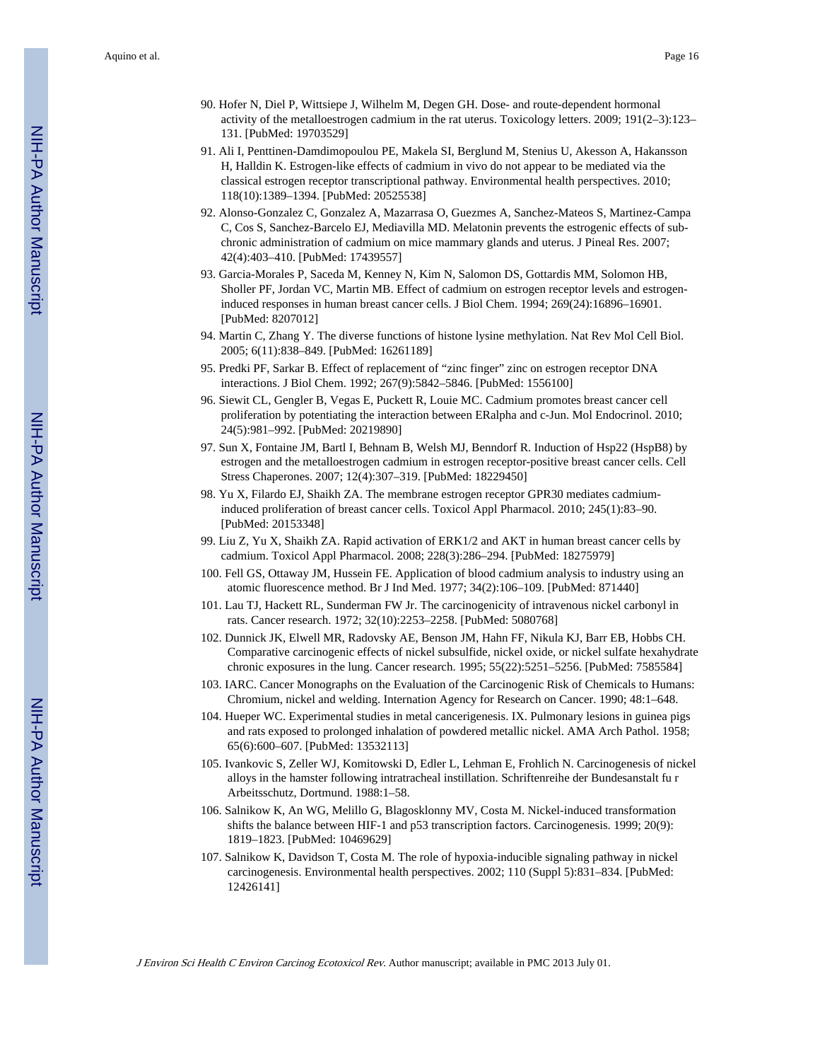90. Hofer N, Diel P, Wittsiepe J, Wilhelm M, Degen GH. Dose- and route-dependent hormonal activity of the metalloestrogen cadmium in the rat uterus. Toxicology letters. 2009; 191(2–3):123–131. [PubMed: 19703529]

91. Ali I, Penttinen-Damdimopoulou PE, Makela SI, Berglund M, Stenius U, Akesson A, Hakansson H, Halldin K. Estrogen-like effects of cadmium in vivo do not appear to be mediated via the classical estrogen receptor transcriptional pathway. Environmental health perspectives. 2010; 118(10):1389–1394. [PubMed: 20525538]

92. Alonso-Gonzalez C, Gonzalez A, Mazarrasa O, Guezmes A, Sanchez-Mateos S, Martinez-Campa C, Cos S, Sanchez-Barcelo EJ, Mediavilla MD. Melatonin prevents the estrogenic effects of sub-chronic administration of cadmium on mice mammary glands and uterus. J Pineal Res. 2007; 42(4):403–410. [PubMed: 17439557]

93. Garcia-Morales P, Saceda M, Kenney N, Kim N, Salomon DS, Gottardis MM, Solomon HB, Sholler PF, Jordan VC, Martin MB. Effect of cadmium on estrogen receptor levels and estrogen-induced responses in human breast cancer cells. J Biol Chem. 1994; 269(24):16896–16901. [PubMed: 8207012]

94. Martin C, Zhang Y. The diverse functions of histone lysine methylation. Nat Rev Mol Cell Biol. 2005; 6(11):838–849. [PubMed: 16261189]

95. Predki PF, Sarkar B. Effect of replacement of "zinc finger" zinc on estrogen receptor DNA interactions. J Biol Chem. 1992; 267(9):5842–5846. [PubMed: 1556100]

96. Siewit CL, Gengler B, Vegas E, Puckett R, Louie MC. Cadmium promotes breast cancer cell proliferation by potentiating the interaction between ERalpha and c-Jun. Mol Endocrinol. 2010; 24(5):981–992. [PubMed: 20219890]

97. Sun X, Fontaine JM, Bartl I, Behnam B, Welsh MJ, Benndorf R. Induction of Hsp22 (HspB8) by estrogen and the metalloestrogen cadmium in estrogen receptor-positive breast cancer cells. Cell Stress Chaperones. 2007; 12(4):307–319. [PubMed: 18229450]

98. Yu X, Filardo EJ, Shaikh ZA. The membrane estrogen receptor GPR30 mediates cadmium-induced proliferation of breast cancer cells. Toxicol Appl Pharmacol. 2010; 245(1):83–90. [PubMed: 20153348]

99. Liu Z, Yu X, Shaikh ZA. Rapid activation of ERK1/2 and AKT in human breast cancer cells by cadmium. Toxicol Appl Pharmacol. 2008; 228(3):286–294. [PubMed: 18275979]

100. Fell GS, Ottaway JM, Hussein FE. Application of blood cadmium analysis to industry using an atomic fluorescence method. Br J Ind Med. 1977; 34(2):106–109. [PubMed: 871440]

101. Lau TJ, Hackett RL, Sunderman FW Jr. The carcinogenicity of intravenous nickel carbonyl in rats. Cancer research. 1972; 32(10):2253–2258. [PubMed: 5080768]

102. Dunnick JK, Elwell MR, Radovsky AE, Benson JM, Hahn FF, Nikula KJ, Barr EB, Hobbs CH. Comparative carcinogenic effects of nickel subsulfide, nickel oxide, or nickel sulfate hexahydrate chronic exposures in the lung. Cancer research. 1995; 55(22):5251–5256. [PubMed: 7585584]

103. IARC. Cancer Monographs on the Evaluation of the Carcinogenic Risk of Chemicals to Humans: Chromium, nickel and welding. Internation Agency for Research on Cancer. 1990; 48:1–648.

104. Hueper WC. Experimental studies in metal cancerigenesis. IX. Pulmonary lesions in guinea pigs and rats exposed to prolonged inhalation of powdered metallic nickel. AMA Arch Pathol. 1958; 65(6):600–607. [PubMed: 13532113]

105. Ivankovic S, Zeller WJ, Komitowski D, Edler L, Lehman E, Frohlich N. Carcinogenesis of nickel alloys in the hamster following intratracheal instillation. Schriftenreihe der Bundesanstalt fu r Arbeitsschutz, Dortmund. 1988:1–58.

106. Salnikow K, An WG, Melillo G, Blagosklonny MV, Costa M. Nickel-induced transformation shifts the balance between HIF-1 and p53 transcription factors. Carcinogenesis. 1999; 20(9): 1819–1823. [PubMed: 10469629]

107. Salnikow K, Davidson T, Costa M. The role of hypoxia-inducible signaling pathway in nickel carcinogenesis. Environmental health perspectives. 2002; 110 (Suppl 5):831–834. [PubMed: 12426141]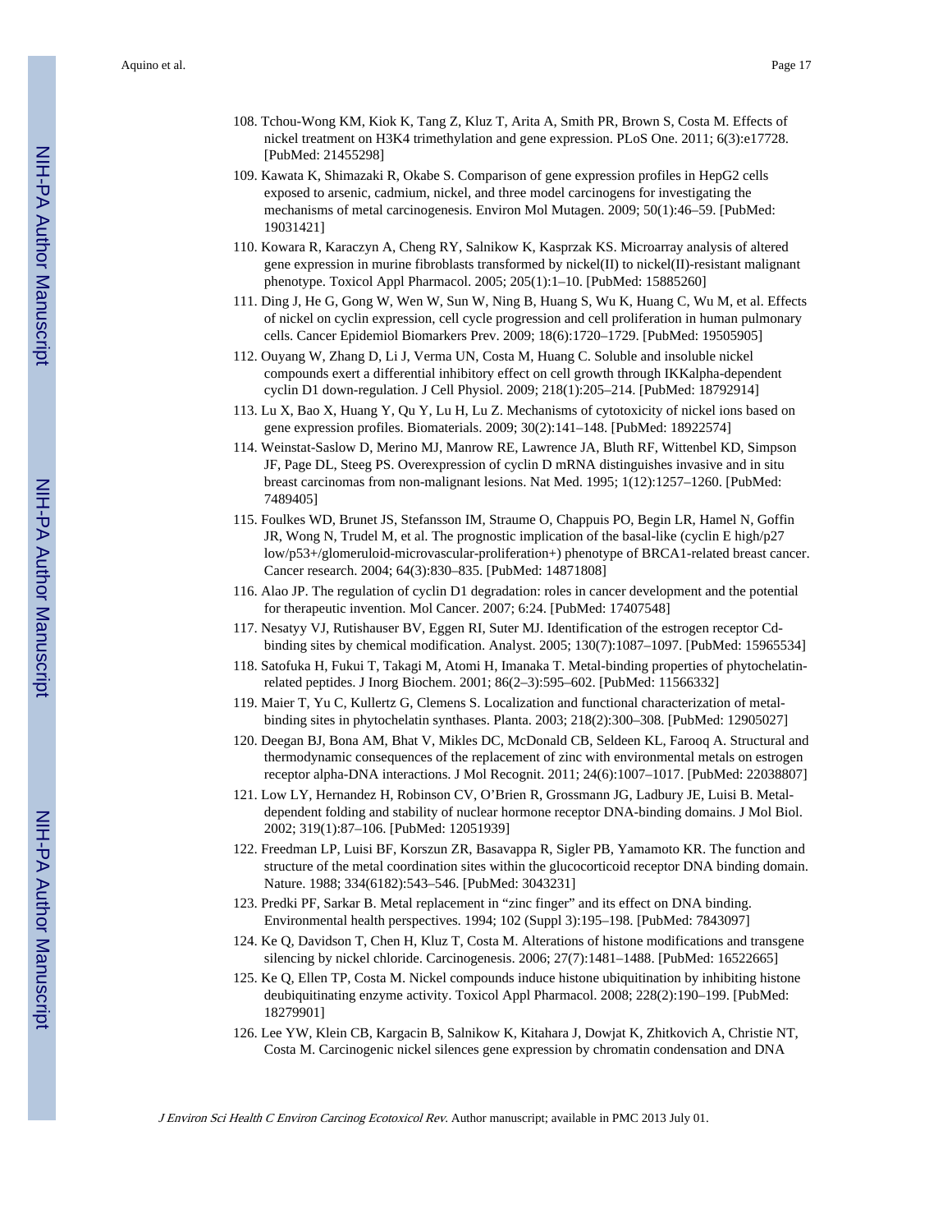108. Tchou-Wong KM, Kiok K, Tang Z, Kluz T, Arita A, Smith PR, Brown S, Costa M. Effects of nickel treatment on H3K4 trimethylation and gene expression. PLoS One. 2011; 6(3):e17728. [PubMed: 21455298]

109. Kawata K, Shimazaki R, Okabe S. Comparison of gene expression profiles in HepG2 cells exposed to arsenic, cadmium, nickel, and three model carcinogens for investigating the mechanisms of metal carcinogenesis. Environ Mol Mutagen. 2009; 50(1):46–59. [PubMed: 19031421]

110. Kowara R, Karaczyn A, Cheng RY, Salnikow K, Kasprzak KS. Microarray analysis of altered gene expression in murine fibroblasts transformed by nickel(II) to nickel(II)-resistant malignant phenotype. Toxicol Appl Pharmacol. 2005; 205(1):1–10. [PubMed: 15885260]

111. Ding J, He G, Gong W, Wen W, Sun W, Ning B, Huang S, Wu K, Huang C, Wu M, et al. Effects of nickel on cyclin expression, cell cycle progression and cell proliferation in human pulmonary cells. Cancer Epidemiol Biomarkers Prev. 2009; 18(6):1720–1729. [PubMed: 19505905]

112. Ouyang W, Zhang D, Li J, Verma UN, Costa M, Huang C. Soluble and insoluble nickel compounds exert a differential inhibitory effect on cell growth through IKKalpha-dependent cyclin D1 down-regulation. J Cell Physiol. 2009; 218(1):205–214. [PubMed: 18792914]

113. Lu X, Bao X, Huang Y, Qu Y, Lu H, Lu Z. Mechanisms of cytotoxicity of nickel ions based on gene expression profiles. Biomaterials. 2009; 30(2):141–148. [PubMed: 18922574]

114. Weinstat-Saslow D, Merino MJ, Manrow RE, Lawrence JA, Bluth RF, Wittenbel KD, Simpson JF, Page DL, Steeg PS. Overexpression of cyclin D mRNA distinguishes invasive and in situ breast carcinomas from non-malignant lesions. Nat Med. 1995; 1(12):1257–1260. [PubMed: 7489405]

115. Foulkes WD, Brunet JS, Stefansson IM, Straume O, Chappuis PO, Begin LR, Hamel N, Goffin JR, Wong N, Trudel M, et al. The prognostic implication of the basal-like (cyclin E high/p27 low/p53+/glomeruloid-microvascular-proliferation+) phenotype of BRCA1-related breast cancer. Cancer research. 2004; 64(3):830–835. [PubMed: 14871808]

116. Alao JP. The regulation of cyclin D1 degradation: roles in cancer development and the potential for therapeutic invention. Mol Cancer. 2007; 6:24. [PubMed: 17407548]

117. Nesatyy VJ, Rutishauser BV, Eggen RI, Suter MJ. Identification of the estrogen receptor Cd-binding sites by chemical modification. Analyst. 2005; 130(7):1087–1097. [PubMed: 15965534]

118. Satofuka H, Fukui T, Takagi M, Atomi H, Imanaka T. Metal-binding properties of phytochelatin-related peptides. J Inorg Biochem. 2001; 86(2–3):595–602. [PubMed: 11566332]

119. Maier T, Yu C, Kullertz G, Clemens S. Localization and functional characterization of metal-binding sites in phytochelatin synthases. Planta. 2003; 218(2):300–308. [PubMed: 12905027]

120. Deegan BJ, Bona AM, Bhat V, Mikles DC, McDonald CB, Seldeen KL, Farooq A. Structural and thermodynamic consequences of the replacement of zinc with environmental metals on estrogen receptor alpha-DNA interactions. J Mol Recognit. 2011; 24(6):1007–1017. [PubMed: 22038807]

121. Low LY, Hernandez H, Robinson CV, O'Brien R, Grossmann JG, Ladbury JE, Luisi B. Metal-dependent folding and stability of nuclear hormone receptor DNA-binding domains. J Mol Biol. 2002; 319(1):87–106. [PubMed: 12051939]

122. Freedman LP, Luisi BF, Korszun ZR, Basavappa R, Sigler PB, Yamamoto KR. The function and structure of the metal coordination sites within the glucocorticoid receptor DNA binding domain. Nature. 1988; 334(6182):543–546. [PubMed: 3043231]

123. Predki PF, Sarkar B. Metal replacement in "zinc finger" and its effect on DNA binding. Environmental health perspectives. 1994; 102 (Suppl 3):195–198. [PubMed: 7843097]

124. Ke Q, Davidson T, Chen H, Kluz T, Costa M. Alterations of histone modifications and transgene silencing by nickel chloride. Carcinogenesis. 2006; 27(7):1481–1488. [PubMed: 16522665]

125. Ke Q, Ellen TP, Costa M. Nickel compounds induce histone ubiquitination by inhibiting histone deubiquitinating enzyme activity. Toxicol Appl Pharmacol. 2008; 228(2):190–199. [PubMed: 18279901]

126. Lee YW, Klein CB, Kargacin B, Salnikow K, Kitahara J, Dowjat K, Zhitkovich A, Christie NT, Costa M. Carcinogenic nickel silences gene expression by chromatin condensation and DNA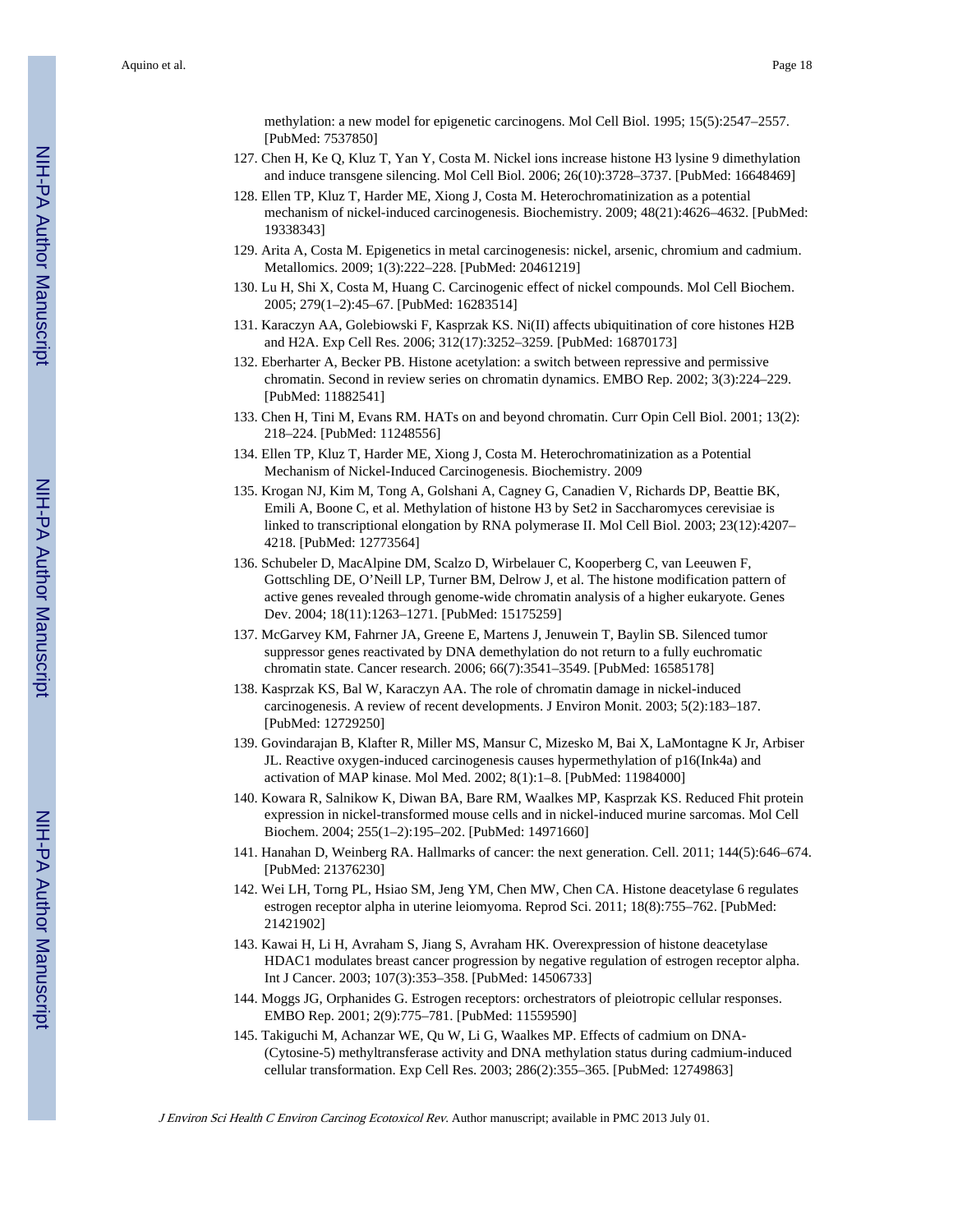methylation: a new model for epigenetic carcinogens. Mol Cell Biol. 1995; 15(5):2547–2557. [PubMed: 7537850]

127. Chen H, Ke Q, Kluz T, Yan Y, Costa M. Nickel ions increase histone H3 lysine 9 dimethylation and induce transgene silencing. Mol Cell Biol. 2006; 26(10):3728–3737. [PubMed: 16648469]
128. Ellen TP, Kluz T, Harder ME, Xiong J, Costa M. Heterochromatinization as a potential mechanism of nickel-induced carcinogenesis. Biochemistry. 2009; 48(21):4626–4632. [PubMed: 19338343]
129. Arita A, Costa M. Epigenetics in metal carcinogenesis: nickel, arsenic, chromium and cadmium. Metallomics. 2009; 1(3):222–228. [PubMed: 20461219]
130. Lu H, Shi X, Costa M, Huang C. Carcinogenic effect of nickel compounds. Mol Cell Biochem. 2005; 279(1–2):45–67. [PubMed: 16283514]
131. Karaczyn AA, Golebiowski F, Kasprzak KS. Ni(II) affects ubiquitination of core histones H2B and H2A. Exp Cell Res. 2006; 312(17):3252–3259. [PubMed: 16870173]
132. Eberharter A, Becker PB. Histone acetylation: a switch between repressive and permissive chromatin. Second in review series on chromatin dynamics. EMBO Rep. 2002; 3(3):224–229. [PubMed: 11882541]
133. Chen H, Tini M, Evans RM. HATs on and beyond chromatin. Curr Opin Cell Biol. 2001; 13(2): 218–224. [PubMed: 11248556]
134. Ellen TP, Kluz T, Harder ME, Xiong J, Costa M. Heterochromatinization as a Potential Mechanism of Nickel-Induced Carcinogenesis. Biochemistry. 2009
135. Krogan NJ, Kim M, Tong A, Golshani A, Cagney G, Canadien V, Richards DP, Beattie BK, Emili A, Boone C, et al. Methylation of histone H3 by Set2 in Saccharomyces cerevisiae is linked to transcriptional elongation by RNA polymerase II. Mol Cell Biol. 2003; 23(12):4207–4218. [PubMed: 12773564]
136. Schubeler D, MacAlpine DM, Scalzo D, Wirbelauer C, Kooperberg C, van Leeuwen F, Gottschling DE, O'Neill LP, Turner BM, Delrow J, et al. The histone modification pattern of active genes revealed through genome-wide chromatin analysis of a higher eukaryote. Genes Dev. 2004; 18(11):1263–1271. [PubMed: 15175259]
137. McGarvey KM, Fahrner JA, Greene E, Martens J, Jenuwein T, Baylin SB. Silenced tumor suppressor genes reactivated by DNA demethylation do not return to a fully euchromatic chromatin state. Cancer research. 2006; 66(7):3541–3549. [PubMed: 16585178]
138. Kasprzak KS, Bal W, Karaczyn AA. The role of chromatin damage in nickel-induced carcinogenesis. A review of recent developments. J Environ Monit. 2003; 5(2):183–187. [PubMed: 12729250]
139. Govindarajan B, Klafter R, Miller MS, Mansur C, Mizesko M, Bai X, LaMontagne K Jr, Arbiser JL. Reactive oxygen-induced carcinogenesis causes hypermethylation of p16(Ink4a) and activation of MAP kinase. Mol Med. 2002; 8(1):1–8. [PubMed: 11984000]
140. Kowara R, Salnikow K, Diwan BA, Bare RM, Waalkes MP, Kasprzak KS. Reduced Fhit protein expression in nickel-transformed mouse cells and in nickel-induced murine sarcomas. Mol Cell Biochem. 2004; 255(1–2):195–202. [PubMed: 14971660]
141. Hanahan D, Weinberg RA. Hallmarks of cancer: the next generation. Cell. 2011; 144(5):646–674. [PubMed: 21376230]
142. Wei LH, Torng PL, Hsiao SM, Jeng YM, Chen MW, Chen CA. Histone deacetylase 6 regulates estrogen receptor alpha in uterine leiomyoma. Reprod Sci. 2011; 18(8):755–762. [PubMed: 21421902]
143. Kawai H, Li H, Avraham S, Jiang S, Avraham HK. Overexpression of histone deacetylase HDAC1 modulates breast cancer progression by negative regulation of estrogen receptor alpha. Int J Cancer. 2003; 107(3):353–358. [PubMed: 14506733]
144. Moggs JG, Orphanides G. Estrogen receptors: orchestrators of pleiotropic cellular responses. EMBO Rep. 2001; 2(9):775–781. [PubMed: 11559590]
145. Takiguchi M, Achanzar WE, Qu W, Li G, Waalkes MP. Effects of cadmium on DNA-(Cytosine-5) methyltransferase activity and DNA methylation status during cadmium-induced cellular transformation. Exp Cell Res. 2003; 286(2):355–365. [PubMed: 12749863]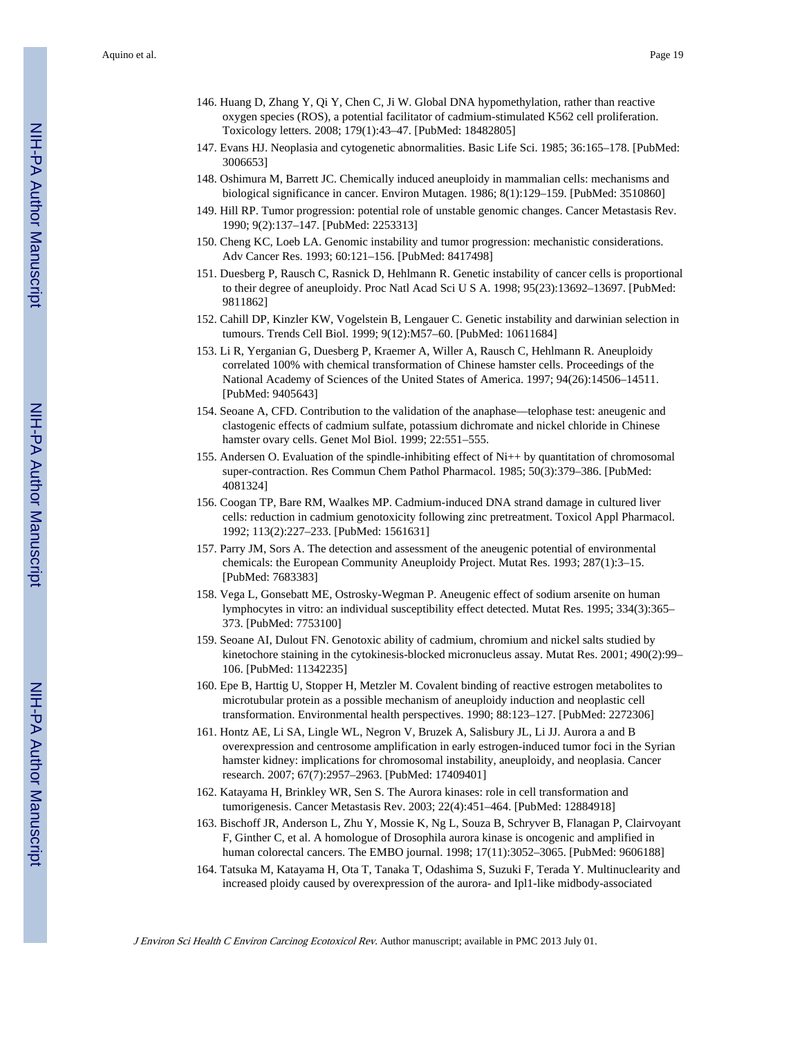146. Huang D, Zhang Y, Qi Y, Chen C, Ji W. Global DNA hypomethylation, rather than reactive oxygen species (ROS), a potential facilitator of cadmium-stimulated K562 cell proliferation. Toxicology letters. 2008; 179(1):43–47. [PubMed: 18482805]

147. Evans HJ. Neoplasia and cytogenetic abnormalities. Basic Life Sci. 1985; 36:165–178. [PubMed: 3006653]

148. Oshimura M, Barrett JC. Chemically induced aneuploidy in mammalian cells: mechanisms and biological significance in cancer. Environ Mutagen. 1986; 8(1):129–159. [PubMed: 3510860]

149. Hill RP. Tumor progression: potential role of unstable genomic changes. Cancer Metastasis Rev. 1990; 9(2):137–147. [PubMed: 2253313]

150. Cheng KC, Loeb LA. Genomic instability and tumor progression: mechanistic considerations. Adv Cancer Res. 1993; 60:121–156. [PubMed: 8417498]

151. Duesberg P, Rausch C, Rasnick D, Hehlmann R. Genetic instability of cancer cells is proportional to their degree of aneuploidy. Proc Natl Acad Sci U S A. 1998; 95(23):13692–13697. [PubMed: 9811862]

152. Cahill DP, Kinzler KW, Vogelstein B, Lengauer C. Genetic instability and darwinian selection in tumours. Trends Cell Biol. 1999; 9(12):M57–60. [PubMed: 10611684]

153. Li R, Yerganian G, Duesberg P, Kraemer A, Willer A, Rausch C, Hehlmann R. Aneuploidy correlated 100% with chemical transformation of Chinese hamster cells. Proceedings of the National Academy of Sciences of the United States of America. 1997; 94(26):14506–14511. [PubMed: 9405643]

154. Seoane A, CFD. Contribution to the validation of the anaphase—telophase test: aneugenic and clastogenic effects of cadmium sulfate, potassium dichromate and nickel chloride in Chinese hamster ovary cells. Genet Mol Biol. 1999; 22:551–555.

155. Andersen O. Evaluation of the spindle-inhibiting effect of Ni++ by quantitation of chromosomal super-contraction. Res Commun Chem Pathol Pharmacol. 1985; 50(3):379–386. [PubMed: 4081324]

156. Coogan TP, Bare RM, Waalkes MP. Cadmium-induced DNA strand damage in cultured liver cells: reduction in cadmium genotoxicity following zinc pretreatment. Toxicol Appl Pharmacol. 1992; 113(2):227–233. [PubMed: 1561631]

157. Parry JM, Sors A. The detection and assessment of the aneugenic potential of environmental chemicals: the European Community Aneuploidy Project. Mutat Res. 1993; 287(1):3–15. [PubMed: 7683383]

158. Vega L, Gonsebatt ME, Ostrosky-Wegman P. Aneugenic effect of sodium arsenite on human lymphocytes in vitro: an individual susceptibility effect detected. Mutat Res. 1995; 334(3):365–373. [PubMed: 7753100]

159. Seoane AI, Dulout FN. Genotoxic ability of cadmium, chromium and nickel salts studied by kinetochore staining in the cytokinesis-blocked micronucleus assay. Mutat Res. 2001; 490(2):99–106. [PubMed: 11342235]

160. Epe B, Harttig U, Stopper H, Metzler M. Covalent binding of reactive estrogen metabolites to microtubular protein as a possible mechanism of aneuploidy induction and neoplastic cell transformation. Environmental health perspectives. 1990; 88:123–127. [PubMed: 2272306]

161. Hontz AE, Li SA, Lingle WL, Negron V, Bruzek A, Salisbury JL, Li JJ. Aurora a and B overexpression and centrosome amplification in early estrogen-induced tumor foci in the Syrian hamster kidney: implications for chromosomal instability, aneuploidy, and neoplasia. Cancer research. 2007; 67(7):2957–2963. [PubMed: 17409401]

162. Katayama H, Brinkley WR, Sen S. The Aurora kinases: role in cell transformation and tumorigenesis. Cancer Metastasis Rev. 2003; 22(4):451–464. [PubMed: 12884918]

163. Bischoff JR, Anderson L, Zhu Y, Mossie K, Ng L, Souza B, Schryver B, Flanagan P, Clairvoyant F, Ginther C, et al. A homologue of Drosophila aurora kinase is oncogenic and amplified in human colorectal cancers. The EMBO journal. 1998; 17(11):3052–3065. [PubMed: 9606188]

164. Tatsuka M, Katayama H, Ota T, Tanaka T, Odashima S, Suzuki F, Terada Y. Multinuclearity and increased ploidy caused by overexpression of the aurora- and Ipl1-like midbody-associated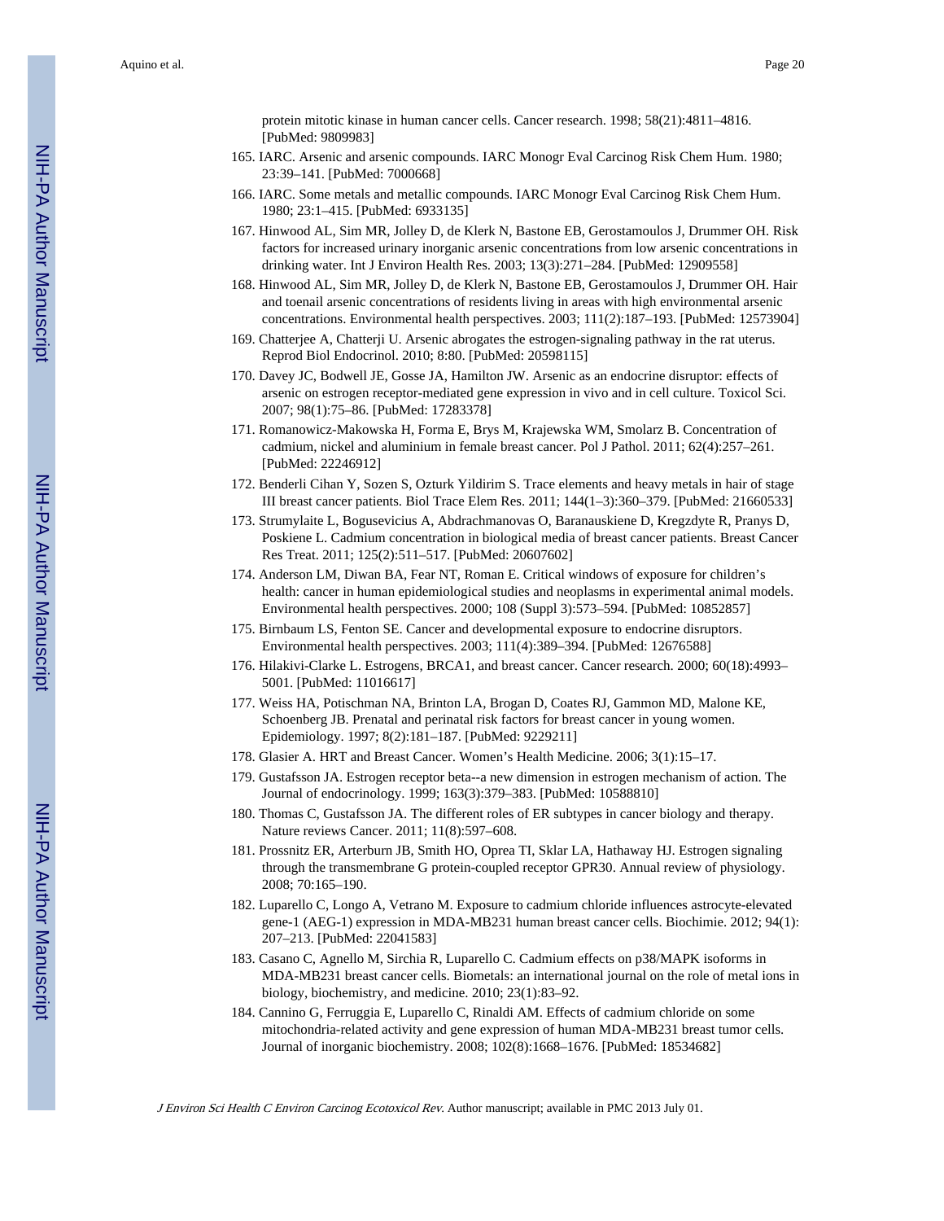protein mitotic kinase in human cancer cells. Cancer research. 1998; 58(21):4811–4816. [PubMed: 9809983]

165. IARC. Arsenic and arsenic compounds. IARC Monogr Eval Carcinog Risk Chem Hum. 1980; 23:39–141. [PubMed: 7000668]
166. IARC. Some metals and metallic compounds. IARC Monogr Eval Carcinog Risk Chem Hum. 1980; 23:1–415. [PubMed: 6933135]
167. Hinwood AL, Sim MR, Jolley D, de Klerk N, Bastone EB, Gerostamoulos J, Drummer OH. Risk factors for increased urinary inorganic arsenic concentrations from low arsenic concentrations in drinking water. Int J Environ Health Res. 2003; 13(3):271–284. [PubMed: 12909558]
168. Hinwood AL, Sim MR, Jolley D, de Klerk N, Bastone EB, Gerostamoulos J, Drummer OH. Hair and toenail arsenic concentrations of residents living in areas with high environmental arsenic concentrations. Environmental health perspectives. 2003; 111(2):187–193. [PubMed: 12573904]
169. Chatterjee A, Chatterji U. Arsenic abrogates the estrogen-signaling pathway in the rat uterus. Reprod Biol Endocrinol. 2010; 8:80. [PubMed: 20598115]
170. Davey JC, Bodwell JE, Gosse JA, Hamilton JW. Arsenic as an endocrine disruptor: effects of arsenic on estrogen receptor-mediated gene expression in vivo and in cell culture. Toxicol Sci. 2007; 98(1):75–86. [PubMed: 17283378]
171. Romanowicz-Makowska H, Forma E, Brys M, Krajewska WM, Smolarz B. Concentration of cadmium, nickel and aluminium in female breast cancer. Pol J Pathol. 2011; 62(4):257–261. [PubMed: 22246912]
172. Benderli Cihan Y, Sozen S, Ozturk Yildirim S. Trace elements and heavy metals in hair of stage III breast cancer patients. Biol Trace Elem Res. 2011; 144(1–3):360–379. [PubMed: 21660533]
173. Strumylaite L, Bogusevicius A, Abdrachmanovas O, Baranauskiene D, Kregzdyte R, Pranys D, Poskiene L. Cadmium concentration in biological media of breast cancer patients. Breast Cancer Res Treat. 2011; 125(2):511–517. [PubMed: 20607602]
174. Anderson LM, Diwan BA, Fear NT, Roman E. Critical windows of exposure for children's health: cancer in human epidemiological studies and neoplasms in experimental animal models. Environmental health perspectives. 2000; 108 (Suppl 3):573–594. [PubMed: 10852857]
175. Birnbaum LS, Fenton SE. Cancer and developmental exposure to endocrine disruptors. Environmental health perspectives. 2003; 111(4):389–394. [PubMed: 12676588]
176. Hilakivi-Clarke L. Estrogens, BRCA1, and breast cancer. Cancer research. 2000; 60(18):4993–5001. [PubMed: 11016617]
177. Weiss HA, Potischman NA, Brinton LA, Brogan D, Coates RJ, Gammon MD, Malone KE, Schoenberg JB. Prenatal and perinatal risk factors for breast cancer in young women. Epidemiology. 1997; 8(2):181–187. [PubMed: 9229211]
178. Glasier A. HRT and Breast Cancer. Women's Health Medicine. 2006; 3(1):15–17.
179. Gustafsson JA. Estrogen receptor beta--a new dimension in estrogen mechanism of action. The Journal of endocrinology. 1999; 163(3):379–383. [PubMed: 10588810]
180. Thomas C, Gustafsson JA. The different roles of ER subtypes in cancer biology and therapy. Nature reviews Cancer. 2011; 11(8):597–608.
181. Prossnitz ER, Arterburn JB, Smith HO, Oprea TI, Sklar LA, Hathaway HJ. Estrogen signaling through the transmembrane G protein-coupled receptor GPR30. Annual review of physiology. 2008; 70:165–190.
182. Luparello C, Longo A, Vetrano M. Exposure to cadmium chloride influences astrocyte-elevated gene-1 (AEG-1) expression in MDA-MB231 human breast cancer cells. Biochimie. 2012; 94(1): 207–213. [PubMed: 22041583]
183. Casano C, Agnello M, Sirchia R, Luparello C. Cadmium effects on p38/MAPK isoforms in MDA-MB231 breast cancer cells. Biometals: an international journal on the role of metal ions in biology, biochemistry, and medicine. 2010; 23(1):83–92.
184. Cannino G, Ferruggia E, Luparello C, Rinaldi AM. Effects of cadmium chloride on some mitochondria-related activity and gene expression of human MDA-MB231 breast tumor cells. Journal of inorganic biochemistry. 2008; 102(8):1668–1676. [PubMed: 18534682]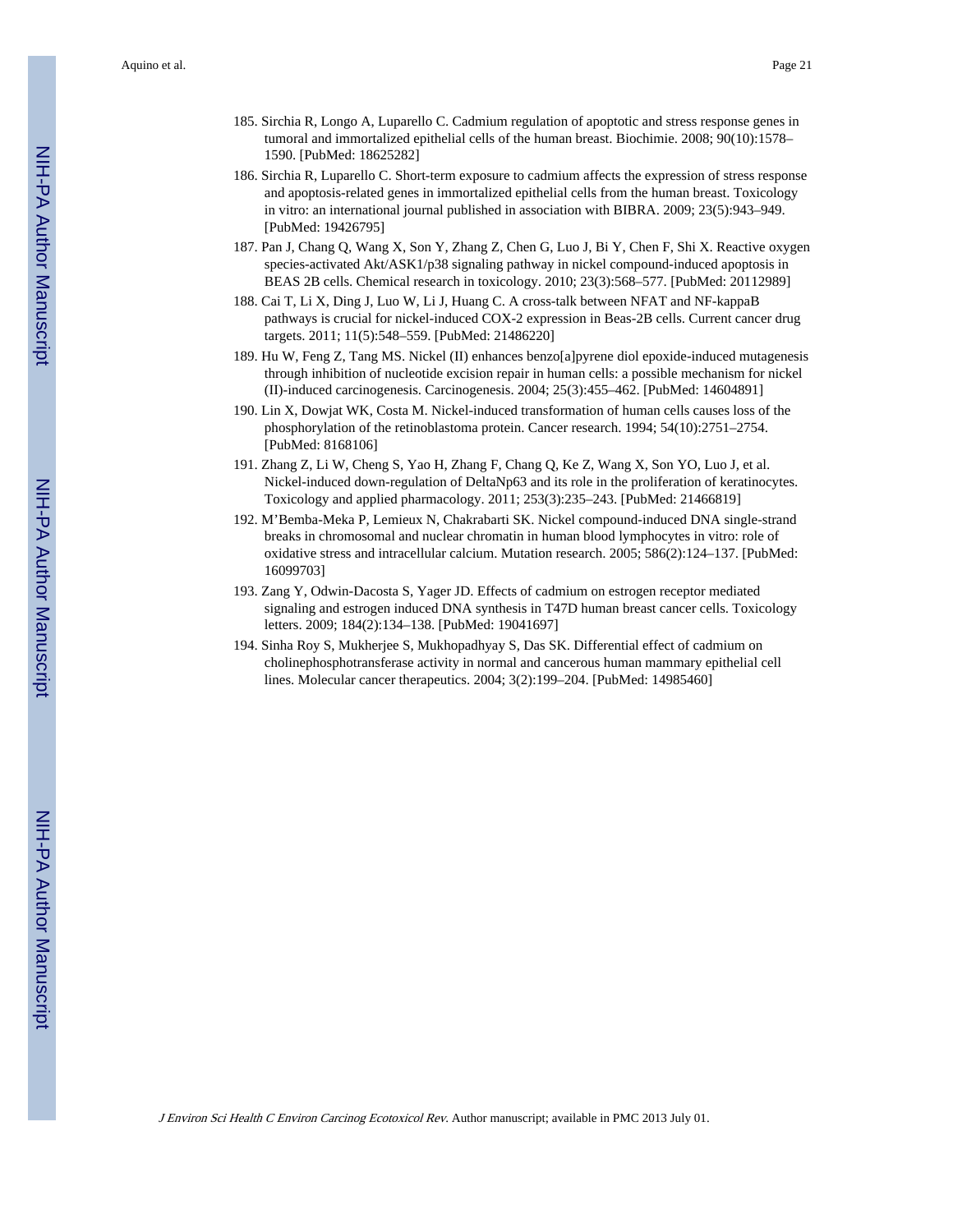185. Sirchia R, Longo A, Luparello C. Cadmium regulation of apoptotic and stress response genes in tumoral and immortalized epithelial cells of the human breast. Biochimie. 2008; 90(10):1578–1590. [PubMed: 18625282]

186. Sirchia R, Luparello C. Short-term exposure to cadmium affects the expression of stress response and apoptosis-related genes in immortalized epithelial cells from the human breast. Toxicology in vitro: an international journal published in association with BIBRA. 2009; 23(5):943–949. [PubMed: 19426795]

187. Pan J, Chang Q, Wang X, Son Y, Zhang Z, Chen G, Luo J, Bi Y, Chen F, Shi X. Reactive oxygen species-activated Akt/ASK1/p38 signaling pathway in nickel compound-induced apoptosis in BEAS 2B cells. Chemical research in toxicology. 2010; 23(3):568–577. [PubMed: 20112989]

188. Cai T, Li X, Ding J, Luo W, Li J, Huang C. A cross-talk between NFAT and NF-kappaB pathways is crucial for nickel-induced COX-2 expression in Beas-2B cells. Current cancer drug targets. 2011; 11(5):548–559. [PubMed: 21486220]

189. Hu W, Feng Z, Tang MS. Nickel (II) enhances benzo[a]pyrene diol epoxide-induced mutagenesis through inhibition of nucleotide excision repair in human cells: a possible mechanism for nickel (II)-induced carcinogenesis. Carcinogenesis. 2004; 25(3):455–462. [PubMed: 14604891]

190. Lin X, Dowjat WK, Costa M. Nickel-induced transformation of human cells causes loss of the phosphorylation of the retinoblastoma protein. Cancer research. 1994; 54(10):2751–2754. [PubMed: 8168106]

191. Zhang Z, Li W, Cheng S, Yao H, Zhang F, Chang Q, Ke Z, Wang X, Son YO, Luo J, et al. Nickel-induced down-regulation of DeltaNp63 and its role in the proliferation of keratinocytes. Toxicology and applied pharmacology. 2011; 253(3):235–243. [PubMed: 21466819]

192. M'Bemba-Meka P, Lemieux N, Chakrabarti SK. Nickel compound-induced DNA single-strand breaks in chromosomal and nuclear chromatin in human blood lymphocytes in vitro: role of oxidative stress and intracellular calcium. Mutation research. 2005; 586(2):124–137. [PubMed: 16099703]

193. Zang Y, Odwin-Dacosta S, Yager JD. Effects of cadmium on estrogen receptor mediated signaling and estrogen induced DNA synthesis in T47D human breast cancer cells. Toxicology letters. 2009; 184(2):134–138. [PubMed: 19041697]

194. Sinha Roy S, Mukherjee S, Mukhopadhyay S, Das SK. Differential effect of cadmium on cholinephosphotransferase activity in normal and cancerous human mammary epithelial cell lines. Molecular cancer therapeutics. 2004; 3(2):199–204. [PubMed: 14985460]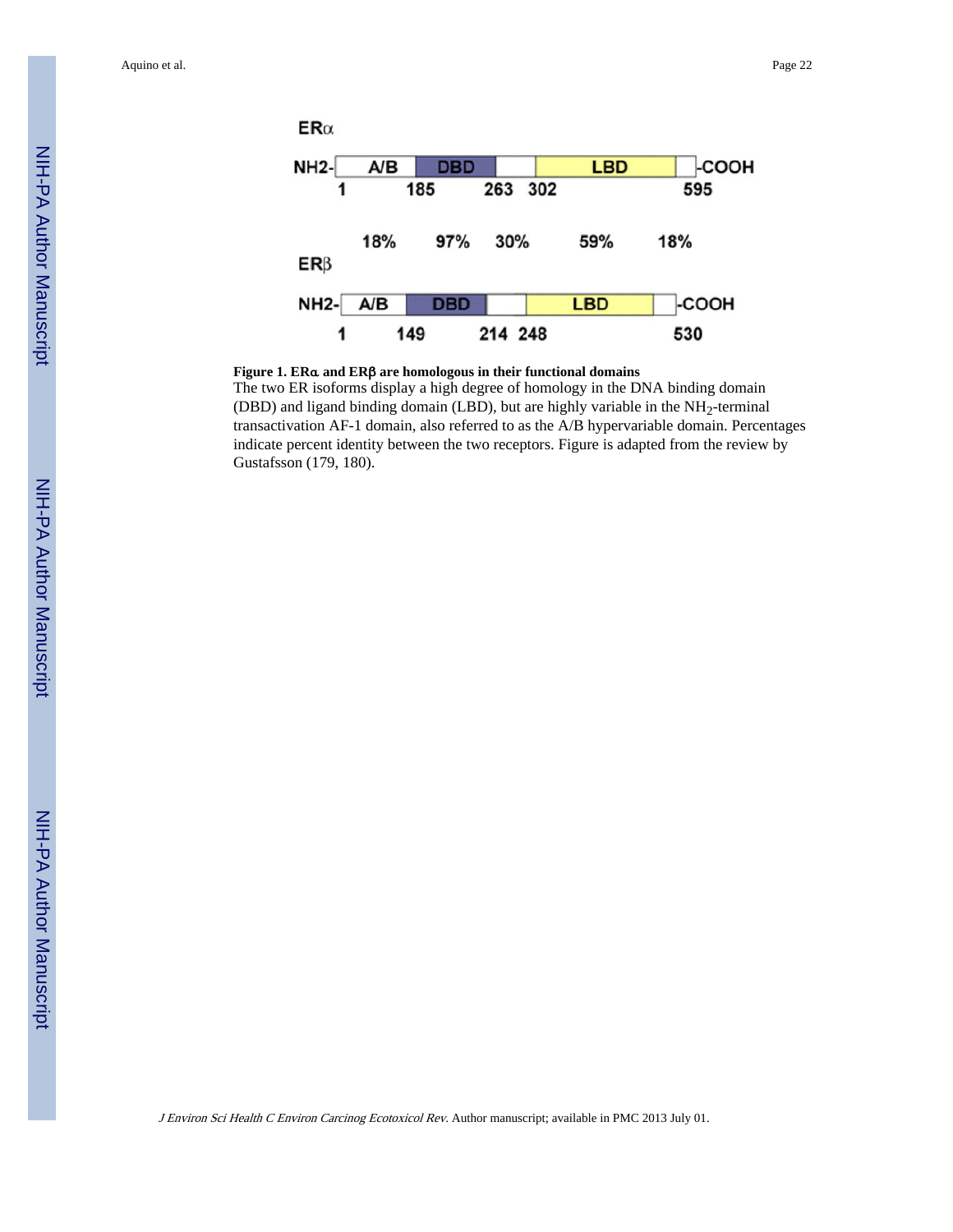**Figure 1. ERα and ERβ are homologous in their functional domains**

The two ER isoforms display a high degree of homology in the DNA binding domain (DBD) and ligand binding domain (LBD), but are highly variable in the $NH_2$-terminal transactivation AF-1 domain, also referred to as the A/B hypervariable domain. Percentages indicate percent identity between the two receptors. Figure is adapted from the review by Gustafsson (179, 180).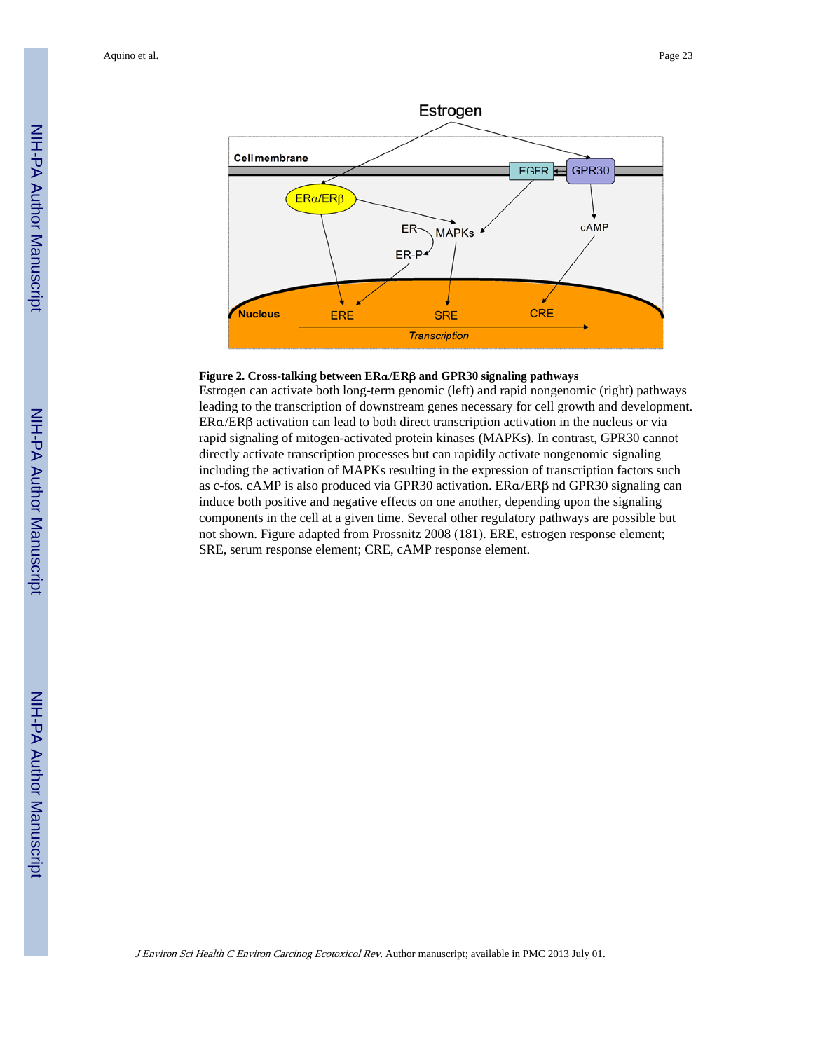**Figure 2. Cross-talking between ERα/ERβ and GPR30 signaling pathways**

Estrogen can activate both long-term genomic (left) and rapid nongenomic (right) pathways leading to the transcription of downstream genes necessary for cell growth and development. ERα/ERβ activation can lead to both direct transcription activation in the nucleus or via rapid signaling of mitogen-activated protein kinases (MAPKs). In contrast, GPR30 cannot directly activate transcription processes but can rapidily activate nongenomic signaling including the activation of MAPKs resulting in the expression of transcription factors such as c-fos. cAMP is also produced via GPR30 activation. ERα/ERβ nd GPR30 signaling can induce both positive and negative effects on one another, depending upon the signaling components in the cell at a given time. Several other regulatory pathways are possible but not shown. Figure adapted from Prossnitz 2008 (181). ERE, estrogen response element; SRE, serum response element; CRE, cAMP response element.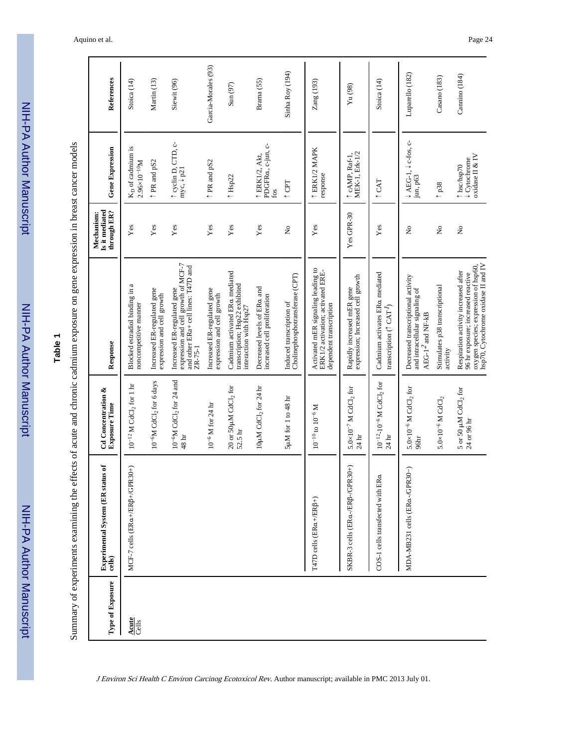**Table 1**

Summary of experiments examining the effects of acute and chronic cadmium exposure on gene expression in breast cancer models

| Type of Exposure | Experimental System (ER status of cells) | Cd Concentration & Exposure Time | Response | Mechanism: Is it mediated through ER? | Gene Expression | References |
|---|---|---|---|---|---|---|
| **Acute** Cells | MCF-7 cells (ERα+/ERβ+/GPR30+) | $10^{-12}$ M $CdCl_2$ for 1 hr | Blocked estradiol binding in a noncompetitive manner | Yes | $K_D$ of cadmium is $2.96{\times}10^{-10}$M | Stoica (14) |
| | | $10^{-6}$M $CdCl_2$ for 6 days | Increased ER-regulated gene expression and cell growth | Yes | ↑ PR and pS2 | Martin (13) |
| | | $10^{-6}$M $CdCl_2$ for 24 and 48 hr | Increased ER-regulated gene expression and cell growth of MCF-7 and other ERα+ cell lines: T47D and ZR-75-1 | Yes | ↑ cyclin D, CTD, c-myc, ↓ p21 | Siewit (96) |
| | | $10^{-6}$ M for 24 hr | Increased ER-regulated gene expression and cell growth | Yes | ↑ PR and pS2 | Garcia-Morales (93) |
| | | 20 or 50μM $CdCl_2$ for 52.5 hr | Cadmium activated ERα mediated transcription; Hsp22 exhibited interaction with Hsp27 | Yes | ↑ Hsp22 | Sun (97) |
| | | 10μM $CdCl_2$ for 24 hr | Decreased levels of ERα and increased cell proliferation | Yes | ↑ ERK1/2, Akt, PDGFRα, c-jun, c-fos | Brama (55) |
| | | 5μM for 1 to 48 hr | Induced transcription of Cholinephosphotransferase (CPT) | No | ↑ CPT | Sinha Roy (194) |
| | T47D cells (ERα+/ERβ+) | $10^{-10}$ to $10^{-6}$ M | Activated mER signaling leading to ERK1/2 activation; activated ERE-dependent transcription | Yes | ↑ ERK1/2 MAPK response | Zang (193) |
| | SKBR-3 cells (ERα-/ERβ-/GPR30+) | $5.0{\times}10^{-7}$ M $CdCl_2$ for 24 hr | Rapidly increased mER gene expression; Increased cell growth | Yes GPR-30 | ↑ cAMP, Raf-1, MEK-1, Erk-1/2 | Yu (98) |
| | COS-1 cells transfected with ERα | $10^{-12}$-$10^{-6}$ M $CdCl_2$ for 24 hr | Cadmium activates ERα mediated transcription (↑ CAT[1]) | Yes | ↑ CAT | Stoica (14) |
| | MDA-MB231 cells (ERα-/GPR30−) | $5.0{\times}10^{-6}$ M $CdCl_2$ for 96hr | Decreased transcriptional activity and intracellular signaling of AEG-1[2] and NF-kB | No | ↓ AEG-1, ↓ c-fos, c-jun, p63 | Luparello (182) |
| | | $5.0{\times}10^{-6}$ M $CdCl_2$ | Stimulates p38 transcriptional activity | No | ↑ p38 | Casano (183) |
| | | 5 or 50 μM $CdCl_2$ for 24 or 96 hr | Respiration activity increased after 96 hr exposure; increased reactive oxygen species; expression of hsp60, hsp70, Cytochrome oxidase II and IV | No | ↑ hsc/hsp70 ↓ Cytochrome oxidase II & IV | Cannino (184) |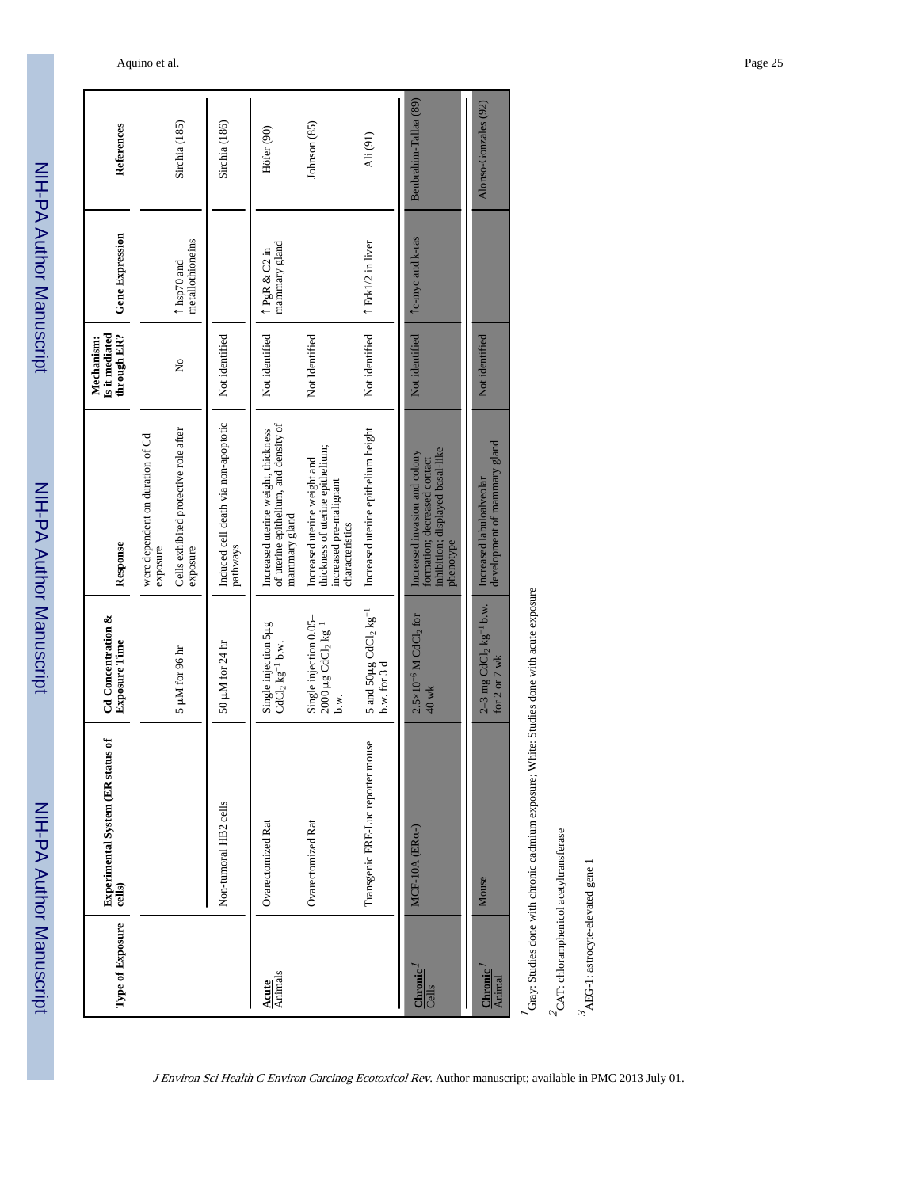| Type of Exposure | Experimental System (ER status of cells) | Cd Concentration & Exposure Time | Response | Mechanism: Is it mediated through ER? | Gene Expression | References |
|---|---|---|---|---|---|---|
| | | $5\ \mu M$ for 96 hr | were dependent on duration of Cd exposure<br>Cells exhibited protective role after exposure | No | ↑ hsp70 and metallothioneins | Sirchia (185) |
| | Non-tumoral HB2 cells | $50\ \mu M$ for 24 hr | Induced cell death via non-apoptotic pathways | Not identified | | Sirchia (186) |
| **Acute** Animals | Ovarectomized Rat | Single injection $5 \mu g$ $CdCl_2\ kg^{-1}$ b.w. | Increased uterine weight, thickness of uterine epithelium, and density of mammary gland | Not identified | ↑ PgR & C2 in mammary gland | Höfer (90) |
| | Ovarectomized Rat | Single injection 0.05–2000 $\mu g$ $CdCl_2\ kg^{-1}$ b.w. | Increased uterine weight and thickness of uterine epithelium; increased pre-malignant characteristics | Not Identified | | Johnson (85) |
| | Transgenic ERE-Luc reporter mouse | 5 and $50 \mu g$ $CdCl_2\ kg^{-1}$ b.w. for 3 d | Increased uterine epithelium height | Not identified | ↑ Erk1/2 in liver | Ali (91) |
| **Chronic**[1] Cells | MCF-10A (ERα-) | $2.5\times10^{-6}$ M $CdCl_2$ for 40 wk | Increased invasion and colony formation; decreased contact inhibition; displayed basal-like phenotype | Not identified | ↑c-myc and k-ras | Benbrahim-Tallaa (89) |
| **Chronic**[1] Animal | Mouse | 2–3 mg $CdCl_2\ kg^{-1}$ b.w. for 2 or 7 wk | Increased labuloalveolar development of mammary gland | Not identified | | Alonso-Gonzales (92) |

[1] Gray: Studies done with chronic cadmium exposure; White: Studies done with acute exposure

[2] CAT: chloramphenicol acetyltransferase

[3] AEG-1: astrocyte-elevated gene 1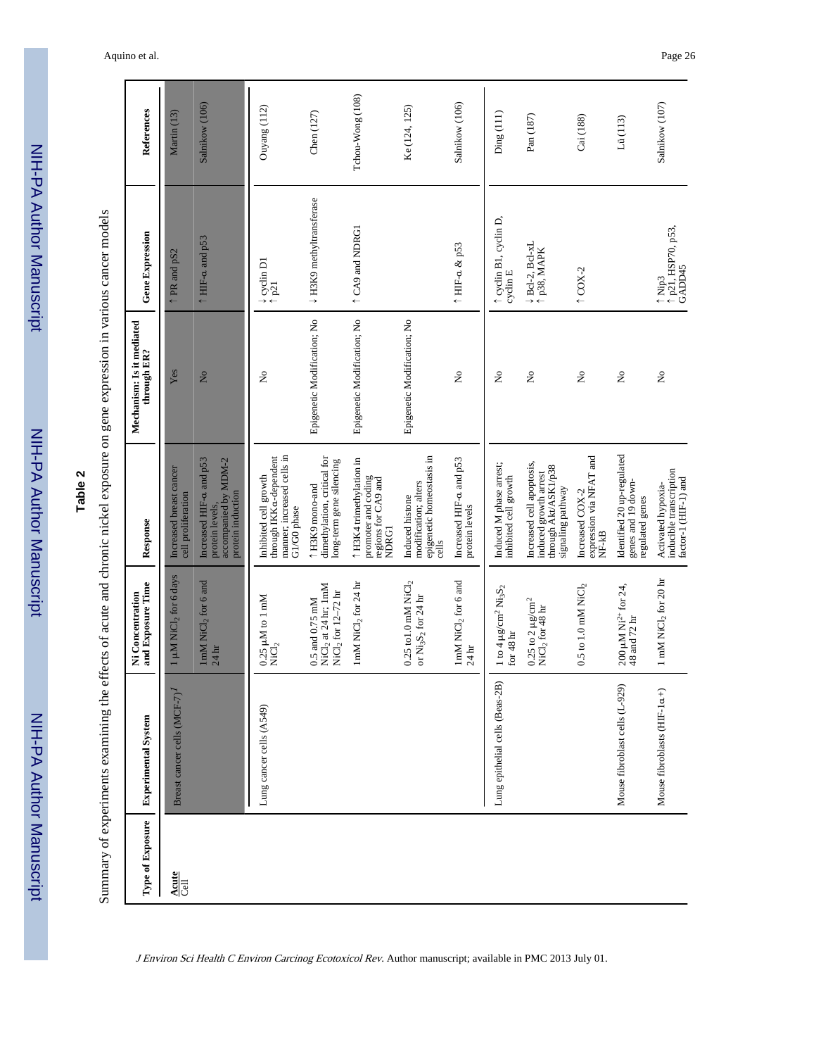**Table 2**

Summary of experiments examining the effects of acute and chronic nickel exposure on gene expression in various cancer models

| Type of Exposure | Experimental System | Ni Concentration and Exposure Time | Response | Mechanism: Is it mediated through ER? | Gene Expression | References |
|---|---|---|---|---|---|---|
| **Acute** Cell | Breast cancer cells (MCF-7)[1] | 1 μM $NiCl_2$ for 6 days | Increased breast cancer cell proliferation | Yes | ↑ PR and pS2 | Martin (13) |
| | | 1mM $NiCl_2$ for 6 and 24 hr | Increased HIF-α and p53 protein levels, accompanied by MDM-2 protein induction | No | ↑ HIF-α and p53 | Salnikow (106) |
| | Lung cancer cells (A549) | 0.25 μM to 1 mM $NiCl_2$ | Inhibited cell growth through IKKα-dependent manner; increased cells in G1/G0 phase | No | ↓ cyclin D1 ↑ p21 | Ouyang (112) |
| | | 0.5 and 0.75 mM $NiCl_2$ at 24 hr; 1mM $NiCl_2$ for 12–72 hr | ↑ H3K9 mono-and dimethylation, critical for long-term gene silencing | Epigenetic Modification; No | ↓ H3K9 methyltransferase | Chen (127) |
| | | 1mM $NiCl_2$ for 24 hr | ↑ H3K4 trimethylation in promoter and coding regions for CA9 and NDRG1 | Epigenetic Modification; No | ↑ CA9 and NDRG1 | Tchou-Wong (108) |
| | | 0.25 to1.0 mM $NiCl_2$ or $Ni_3S_2$ for 24 hr | Induced histone modification; alters epigenetic homeostasis in cells | Epigenetic Modification; No | | Ke (124, 125) |
| | | 1mM $NiCl_2$ for 6 and 24 hr | Increased HIF-α and p53 protein levels | No | ↑ HIF-α & p53 | Salnikow (106) |
| | Lung epithelial cells (Beas-2B) | 1 to 4 μg/cm² $Ni_3S_2$ for 48 hr | Induced M phase arrest; inhibited cell growth | No | ↑ cyclin B1, cyclin D, cyclin E | Ding (111) |
| | | 0.25 to 2 μg/cm² $NiCl_2$ for 48 hr | Increased cell apoptosis, induced growth arrest through Akt/ASK1/p38 signaling pathway | No | ↓ Bcl-2, Bcl-xL ↑ p38, MAPK | Pan (187) |
| | | 0.5 to 1.0 mM $NiCl_2$ | Increased COX-2 expression via NFAT and NF-kB | No | ↑ COX-2 | Cai (188) |
| | Mouse fibroblast cells (L-929) | 200 μM $Ni^{2+}$ for 24, 48 and 72 hr | Identified 20 up-regulated genes and 19 down-regulated genes | No | | Lü (113) |
| | Mouse fibroblasts (HIF-1α+) | 1 mM $NiCl_2$ for 20 hr | Activated hypoxia-inducible transcription factor-1 (HIF-1) and | No | ↑ Nip3 ↑ p21, HSP70, p53, GADD45 | Salnikow (107) |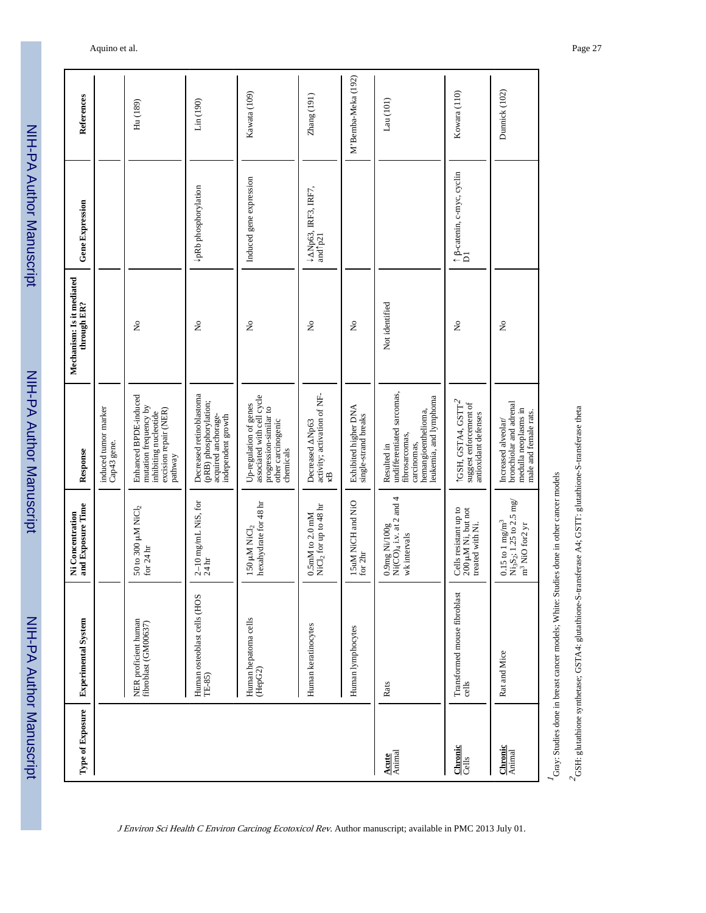| Type of Exposure | Experimental System | Ni Concentration and Exposure Time | Response | Mechanism: Is it mediated through ER? | Gene Expression | References |
|---|---|---|---|---|---|---|
| | | | induced tumor marker Cap43 gene. | | | |
| | NER proficient human fibroblast (GM00637) | 50 to 300 μM $NiCl_2$ for 24 hr | Enhanced BPDE-induced mutation frequency by inhibiting nucleotide excision repair (NER) pathway | No | | Hu (189) |
| | Human osteoblast cells (HOS TE-85) | 2–10 mg/mL NiS, for 24 hr | Decreased retinoblastoma (pRB) phosphorylation; acquired anchorage-independent growth | No | ↓pRb phosphorylation | Lin (190) |
| | Human hepatoma cells (HepG2) | 150 μM $NiCl_2$ hexahydrate for 48 hr | Up-regulation of genes associated with cell cycle progression-similar to other carcinogenic chemicals | No | Induced gene expression | Kawata (109) |
| | Human keratinocytes | 0.5mM to 2.0 mM $NiCl_2$ for up to 48 hr | Decreased ΔNp63 activity; activation of NF-κB | No | ↓ΔNp63, IRF3, IRF7, and↑p21 | Zhang (191) |
| | Human lymphocytes | 15uM NiCH and NiO for 2hr | Exhibited higher DNA single-strand breaks | No | | M'Bemba-Meka (192) |
| **Acute** Animal | Rats | 0.9mg Ni/100g $Ni(CO)_4$ i.v. at 2 and 4 wk intervals | Resulted in undifferentiated sarcomas, fibrosarcomas, carcinomas, hemangioendothelioma, leukemia, and lymphoma | Not identified | | Lau (101) |
| **Chronic** Cells | Transformed mouse fibroblast cells | Cells resistant up to 200 μM Ni, but not treated with Ni. | ↑GSH, GSTA4, GSTT[2] suggest enforcement of antioxidant defenses | No | ↑β-catenin, c-myc, cyclin D1 | Kowara (110) |
| **Chronic** Animal | Rat and Mice | 0.15 to 1 mg/$m^3$ $Ni_3S_2$; 1.25 to 2.5 mg/$m^3$ NiO for2 yr | Increased alveolar/bronchiolar and adrenal medulla neoplasms in male and female rats. | No | | Dunnick (102) |

[1] Gray: Studies done in breast cancer models; White: Studies done in other cancer models

[2] GSH: glutathione synthetase; GSTA4: glutathione-S-transferase A4; GSTT: glutathione-S-transferase theta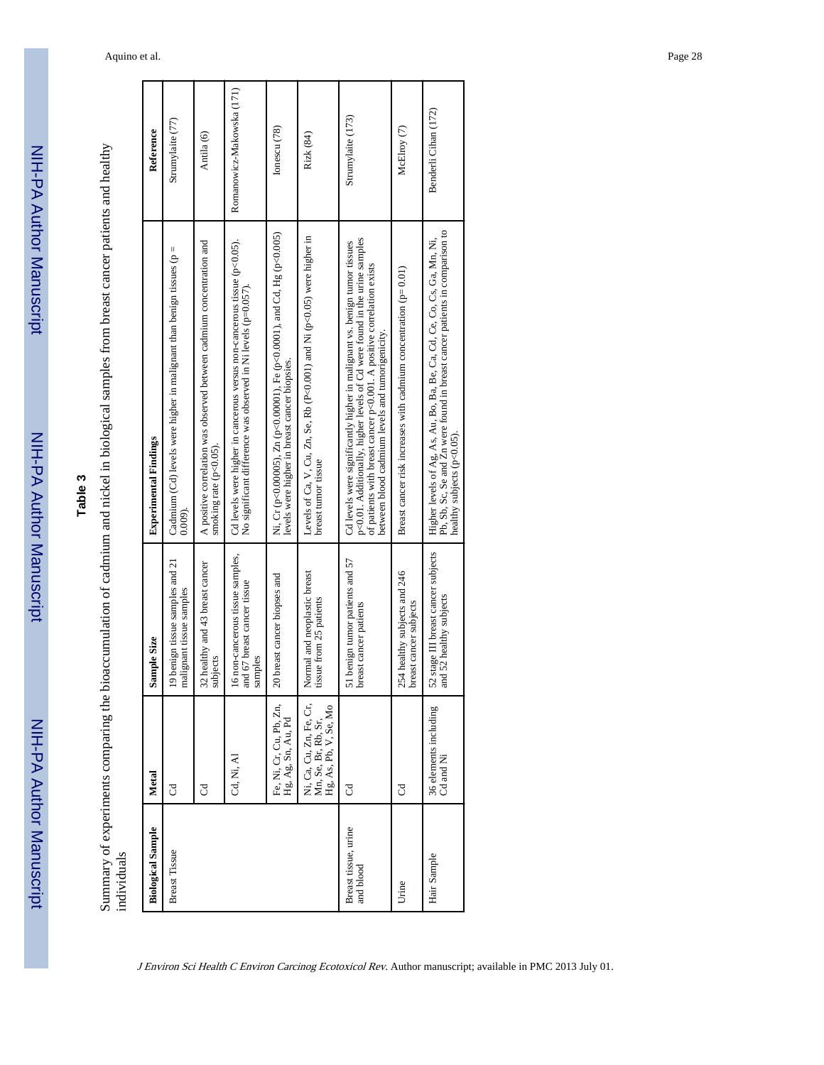**Table 3**

Summary of experiments comparing the bioaccumulation of cadmium and nickel in biological samples from breast cancer patients and healthy individuals

| Biological Sample | Metal | Sample Size | Experimental Findings | Reference |
| --- | --- | --- | --- | --- |
| Breast Tissue | Cd | 19 benign tissue samples and 21 malignant tissue samples | Cadmium (Cd) levels were higher in malignant than benign tissues (p = 0.009). | Strumylaite (77) |
| | Cd | 32 healthy and 43 breast cancer subjects | A positive correlation was observed between cadmium concentration and smoking rate (p<0.05). | Antila (6) |
| | Cd, Ni, Al | 16 non-cancerous tissue samples, and 67 breast cancer tissue samples | Cd levels were higher in cancerous versus non-cancerous tissue (p<0.05). No significant difference was observed in Ni levels (p=0.057). | Romanowicz-Makowska (171) |
| | Fe, Ni, Cr, Cu, Pb, Zn, Hg, Ag, Sn, Au, Pd | 20 breast cancer biopses and | Ni, Cr (p<0.00005), Zn (p<0.00001), Fe (p<0.0001), and Cd, Hg (p<0.005) levels were higher in breast cancer biopsies. | Ionescu (78) |
| | Ni, Ca, Cu, Zn, Fe, Cr, Mn, Se, Br, Rb, Sr, Hg, As, Pb, V, Se, Mo | Normal and neoplastic breast tissue from 25 patients | Levels of Ca, V, Cu, Zn, Se, Rb (P<0.001) and Ni (p<0.05) were higher in breast tumor tissue | Rizk (84) |
| Breast tissue, urine and blood | Cd | 51 benign tumor patients and 57 breast cancer patients | Cd levels were significantly higher in malignant vs. benign tumor tissues p<0.01. Additionally, higher levels of Cd were found in the urine samples of patients with breast cancer p<0.001. A positive correlation exists between blood cadmium levels and tumorigenicity. | Strumylaite (173) |
| Urine | Cd | 254 healthy subjects and 246 breast cancer subjects | Breast cancer risk increases with cadmium concentration (p= 0.01) | McElroy (7) |
| Hair Sample | 36 elements including Cd and Ni | 52 stage III breast cancer subjects and 52 healthy subjects | Higher levels of Ag, As, Au, Bo, Ba, Be, Ca, Cd, Ce, Co, Cs, Ga, Mn, Ni, Pb, Sb, Sc, Se and Zn were found in breast cancer patients in comparison to healthy subjects (p<0.05). | Benderli Cihan (172) |